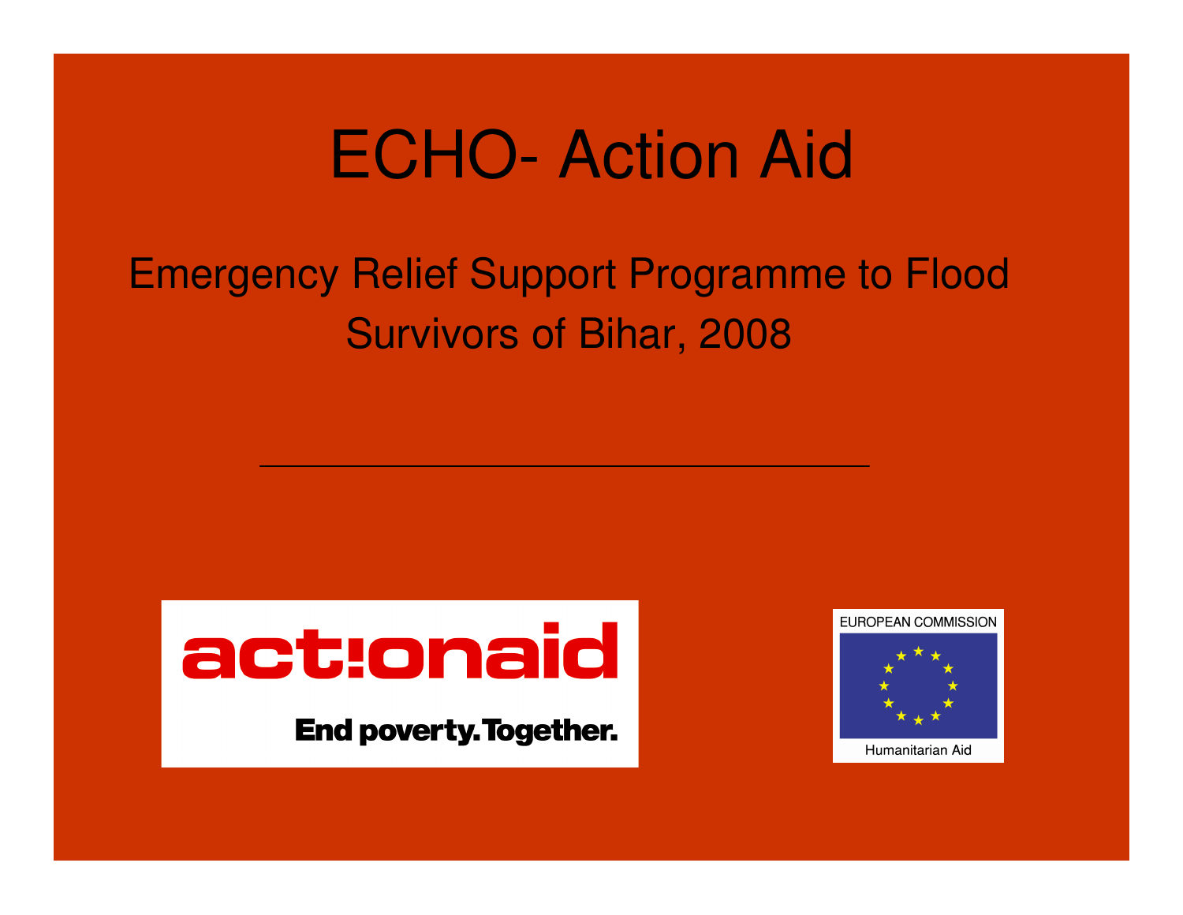# ECHO- Action Aid

Emergency Relief Support Programme to Flood Survivors of Bihar, 2008

actionaid

End poverty. Together.

EUROPEAN COMMISSION

Humanitarian Aid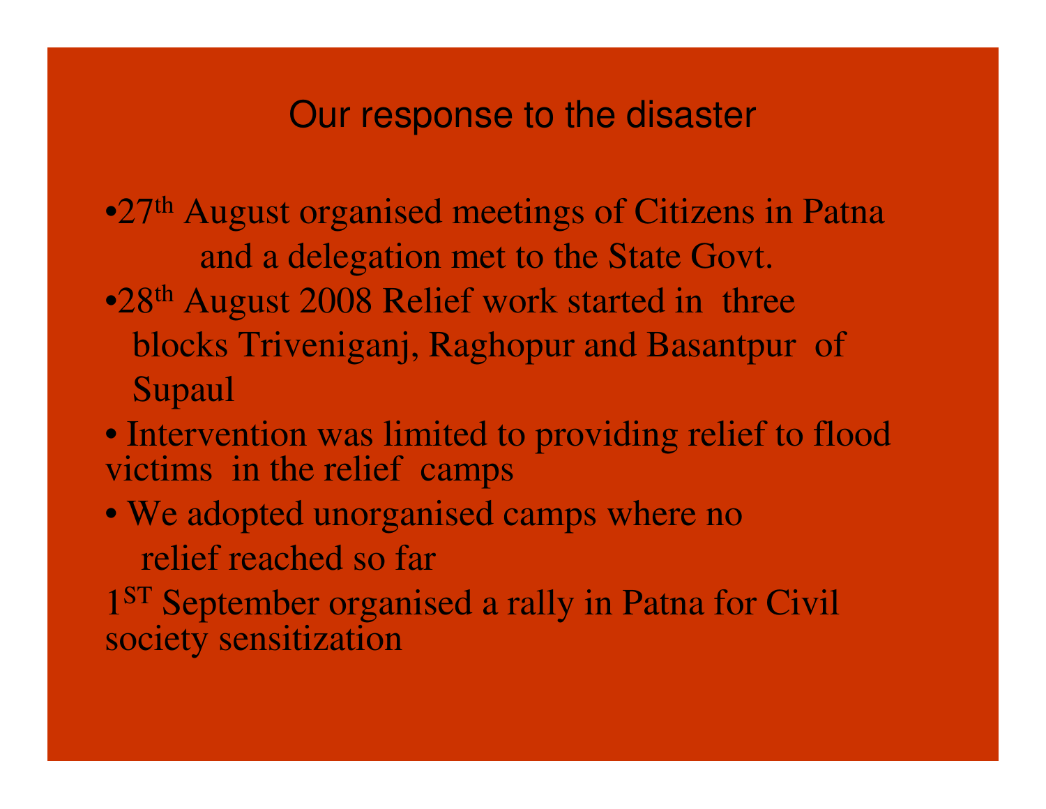# Our response to the disaster

- 27th August organised meetings of Citizens in Patna and a delegation met to the State Govt.
- 28th August 2008 Relief work started in three blocks Triveniganj, Raghopur and Basantpur of Supaul
- Intervention was limited to providing relief to flood victims in the relief camps
- We adopted unorganised camps where no relief reached so far

1ST September organised a rally in Patna for Civil society sensitization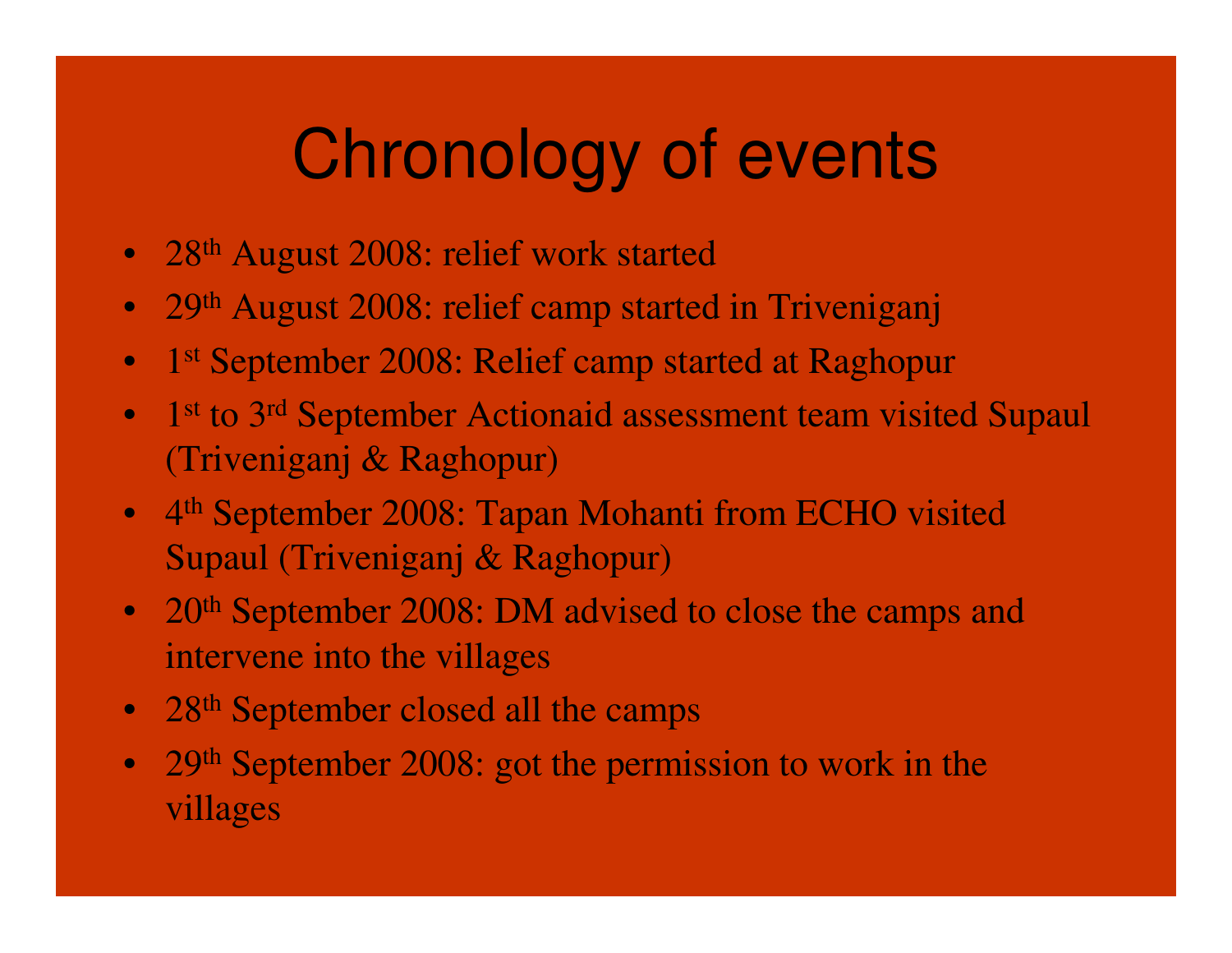# Chronology of events

- 28th August 2008: relief work started
- 29th August 2008: relief camp started in Triveniganj
- 1st September 2008: Relief camp started at Raghopur
- 1st to 3rd September Actionaid assessment team visited Supaul (Triveniganj & Raghopur)
- 4th September 2008: Tapan Mohanti from ECHO visited Supaul (Triveniganj & Raghopur)
- 20th September 2008: DM advised to close the camps and intervene into the villages
- 28th September closed all the camps
- 29th September 2008: got the permission to work in the villages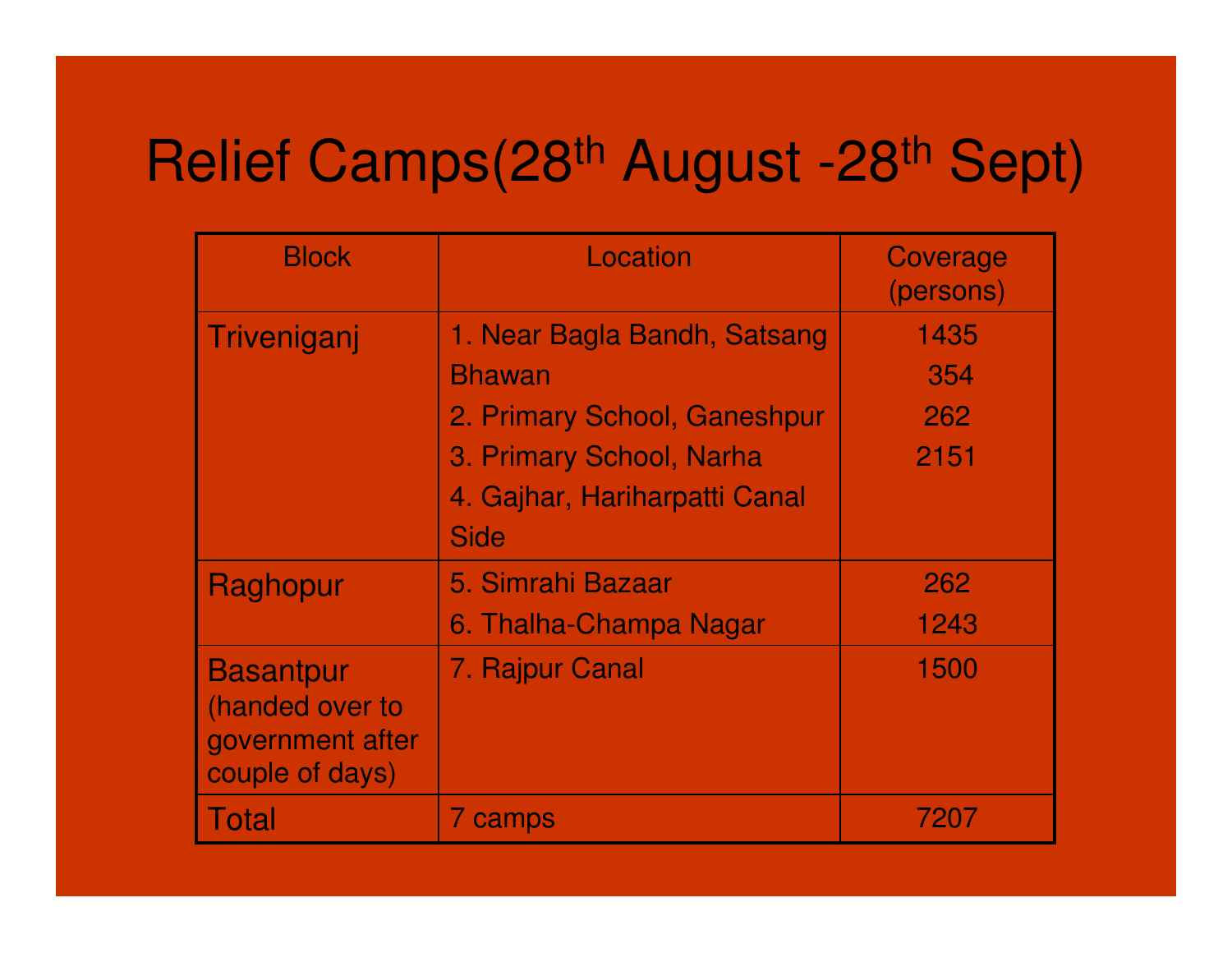# Relief Camps(28th August -28th Sept)

| Block | Location | Coverage (persons) |
|---|---|---|
| Triveniganj | 1. Near Bagla Bandh, Satsang Bhawan<br>2. Primary School, Ganeshpur<br>3. Primary School, Narha<br>4. Gajhar, Hariharpatti Canal Side | 1435<br>354<br>262<br>2151 |
| Raghopur | 5. Simrahi Bazaar<br>6. Thalha-Champa Nagar | 262<br>1243 |
| Basantpur (handed over to government after couple of days) | 7. Rajpur Canal | 1500 |
| Total | 7 camps | 7207 |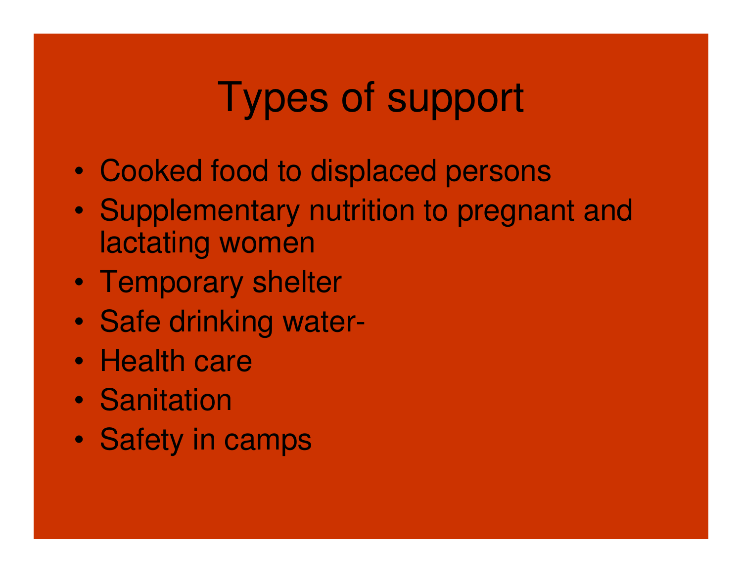# Types of support

- Cooked food to displaced persons
- Supplementary nutrition to pregnant and lactating women
- Temporary shelter
- Safe drinking water-
- Health care
- Sanitation
- Safety in camps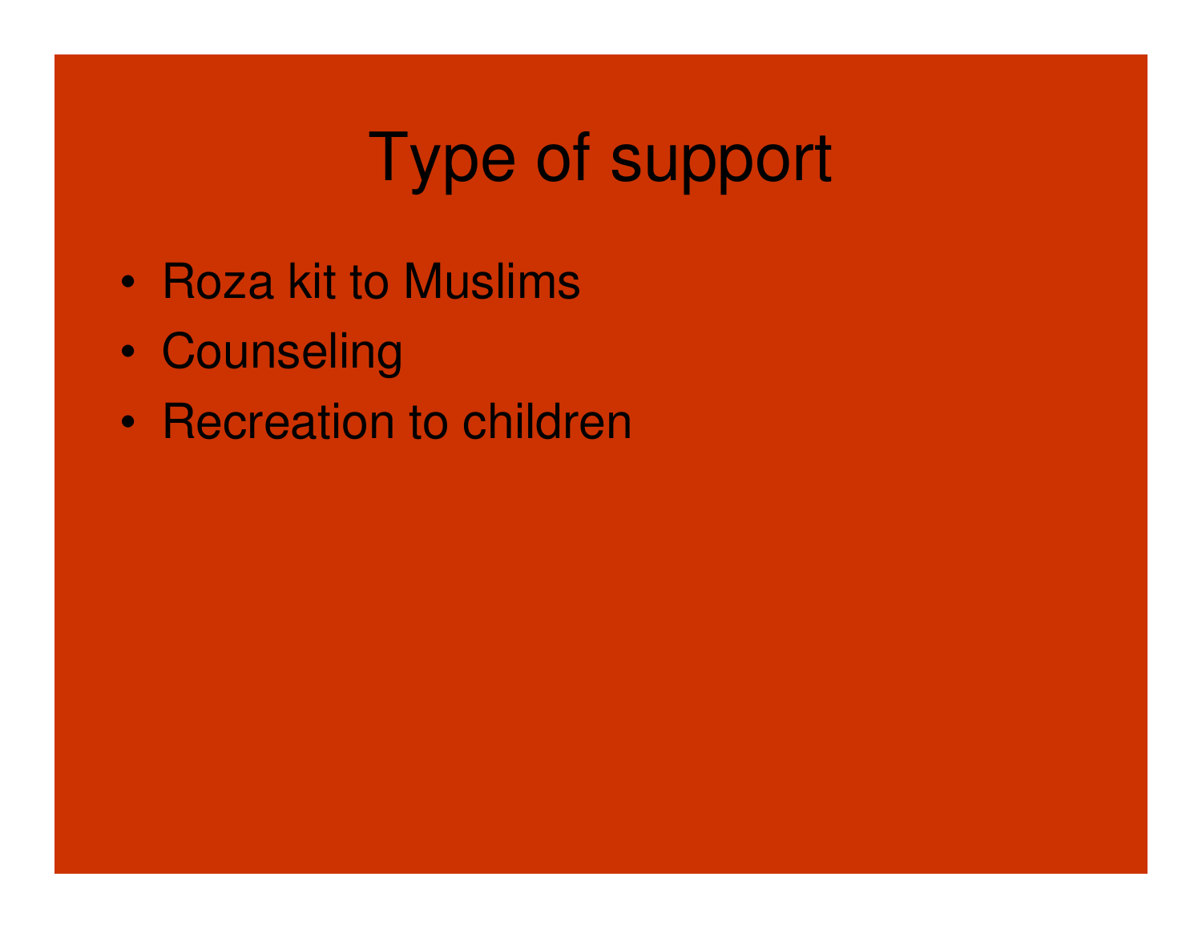# Type of support

- Roza kit to Muslims
- Counseling
- Recreation to children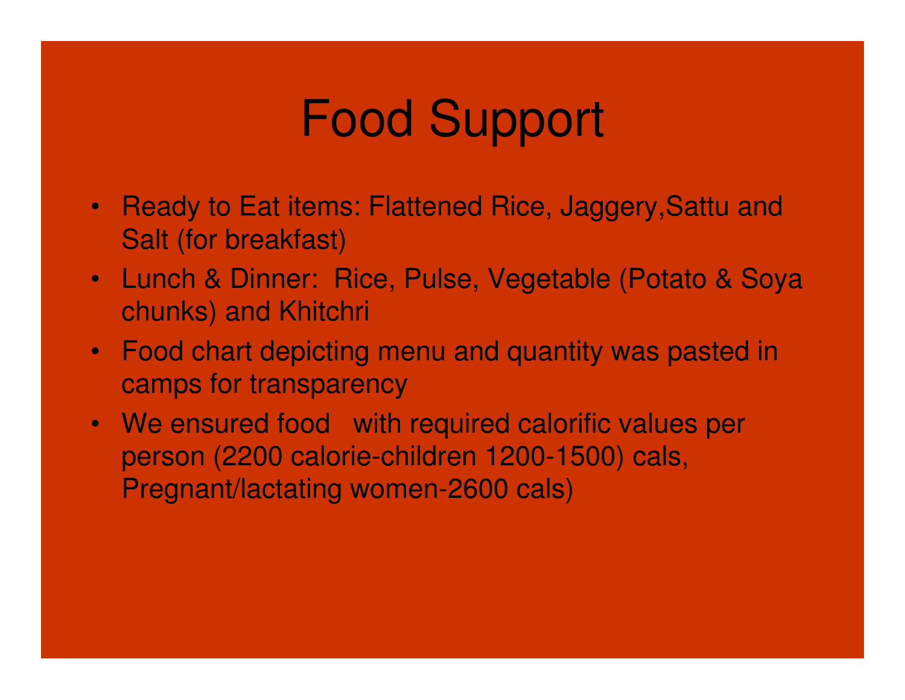# Food Support

- Ready to Eat items: Flattened Rice, Jaggery,Sattu and Salt (for breakfast)
- Lunch & Dinner: Rice, Pulse, Vegetable (Potato & Soya chunks) and Khitchri
- Food chart depicting menu and quantity was pasted in camps for transparency
- We ensured food with required calorific values per person (2200 calorie-children 1200-1500) cals, Pregnant/lactating women-2600 cals)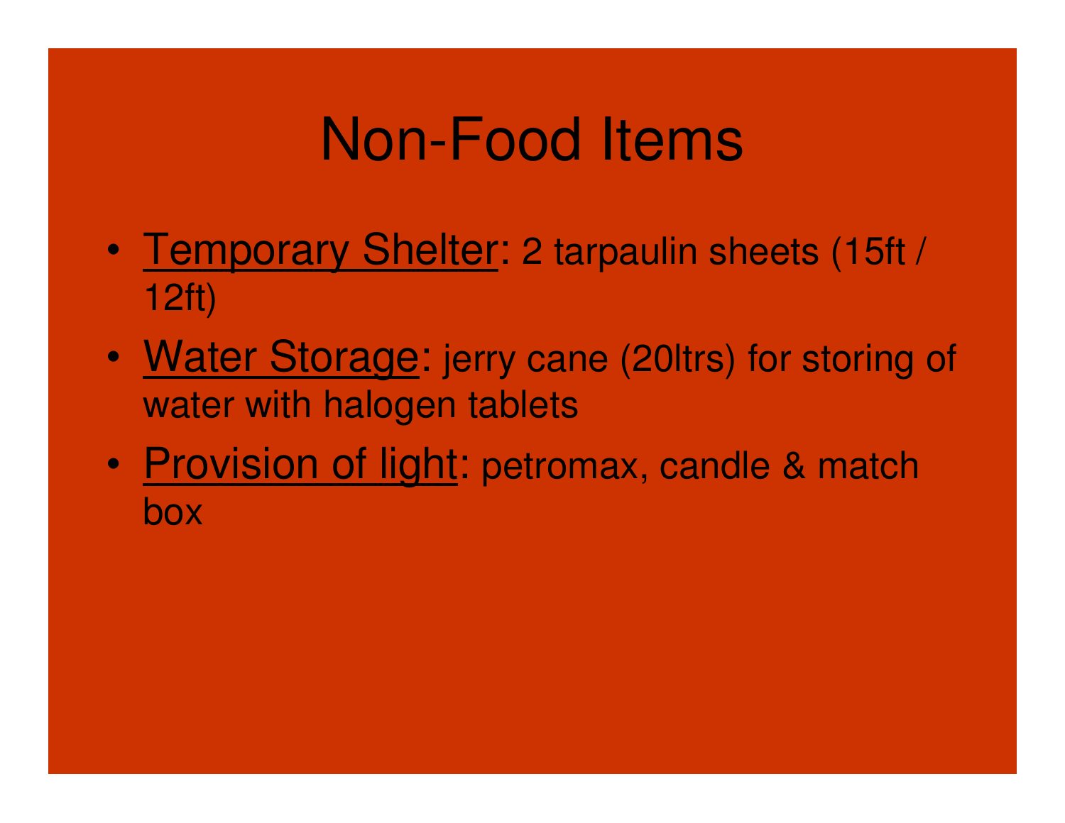# Non-Food Items

- <u>Temporary Shelter</u>: 2 tarpaulin sheets (15ft / 12ft)
- <u>Water Storage</u>: jerry cane (20ltrs) for storing of water with halogen tablets
- <u>Provision of light</u>: petromax, candle & match box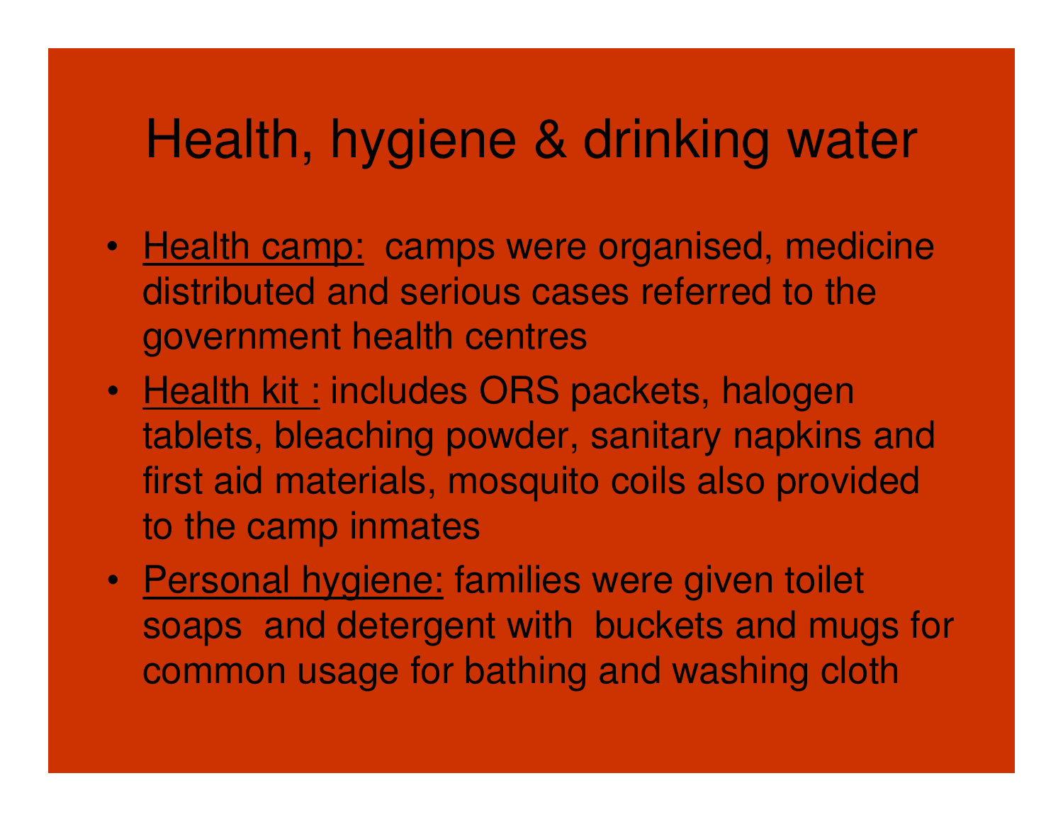# Health, hygiene & drinking water

- Health camp: camps were organised, medicine distributed and serious cases referred to the government health centres
- Health kit : includes ORS packets, halogen tablets, bleaching powder, sanitary napkins and first aid materials, mosquito coils also provided to the camp inmates
- Personal hygiene: families were given toilet soaps and detergent with buckets and mugs for common usage for bathing and washing cloth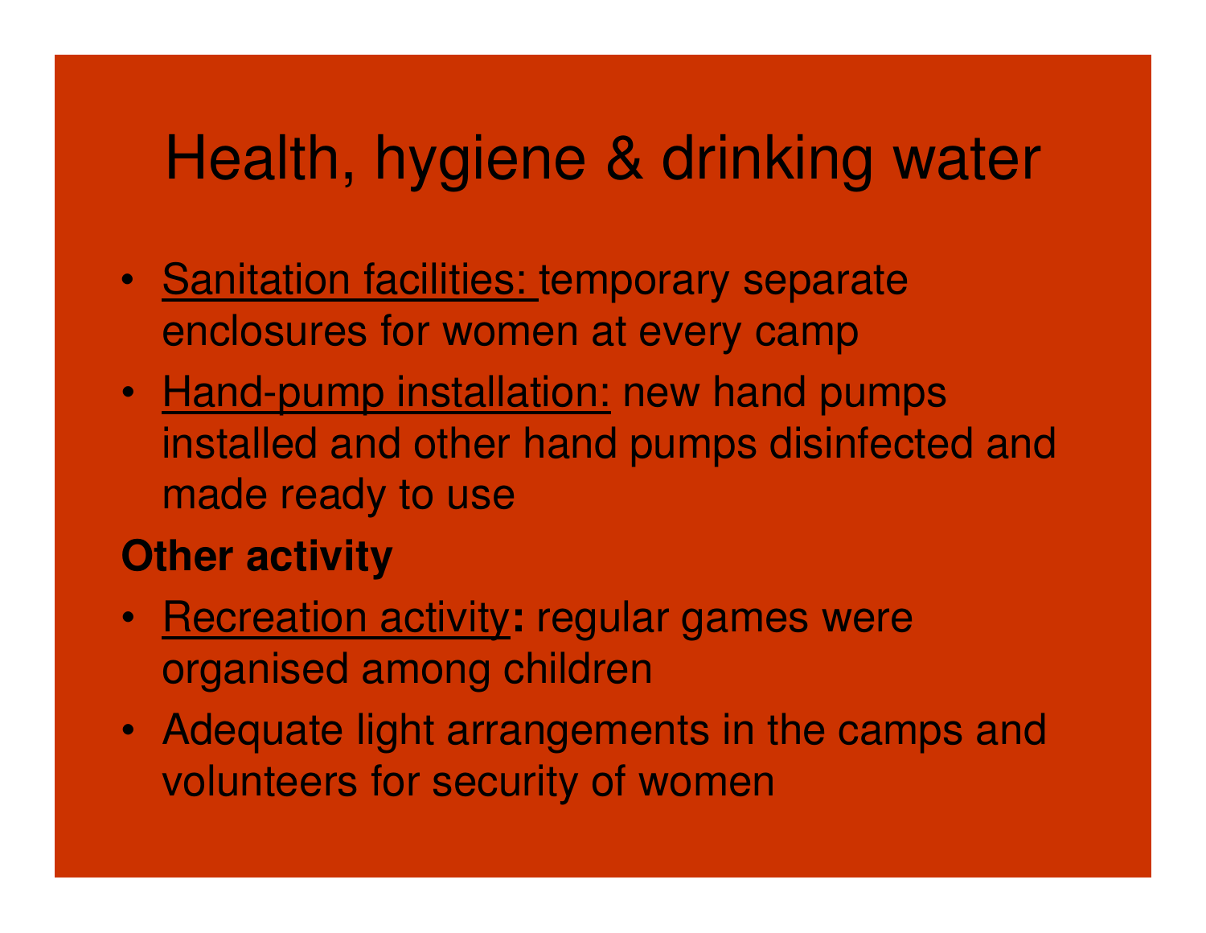# Health, hygiene & drinking water

- Sanitation facilities: temporary separate enclosures for women at every camp
- Hand-pump installation: new hand pumps installed and other hand pumps disinfected and made ready to use

**Other activity**

- Recreation activity**:** regular games were organised among children
- Adequate light arrangements in the camps and volunteers for security of women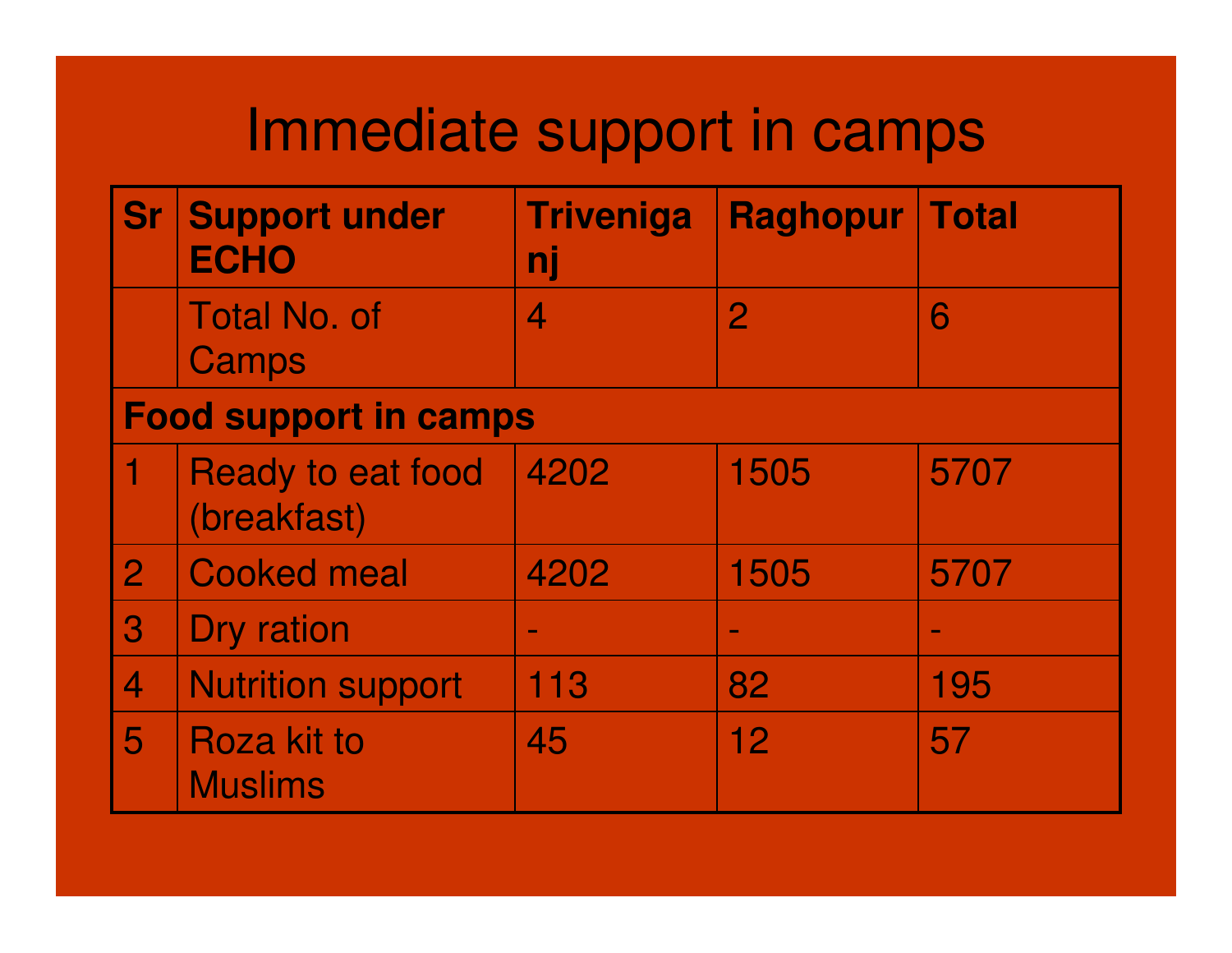# Immediate support in camps

| Sr | Support under ECHO | Triveniganj | Raghopur | Total |
|---|---|---|---|---|
| | Total No. of Camps | 4 | 2 | 6 |
| **Food support in camps** | | | | |
| 1 | Ready to eat food (breakfast) | 4202 | 1505 | 5707 |
| 2 | Cooked meal | 4202 | 1505 | 5707 |
| 3 | Dry ration | - | - | - |
| 4 | Nutrition support | 113 | 82 | 195 |
| 5 | Roza kit to Muslims | 45 | 12 | 57 |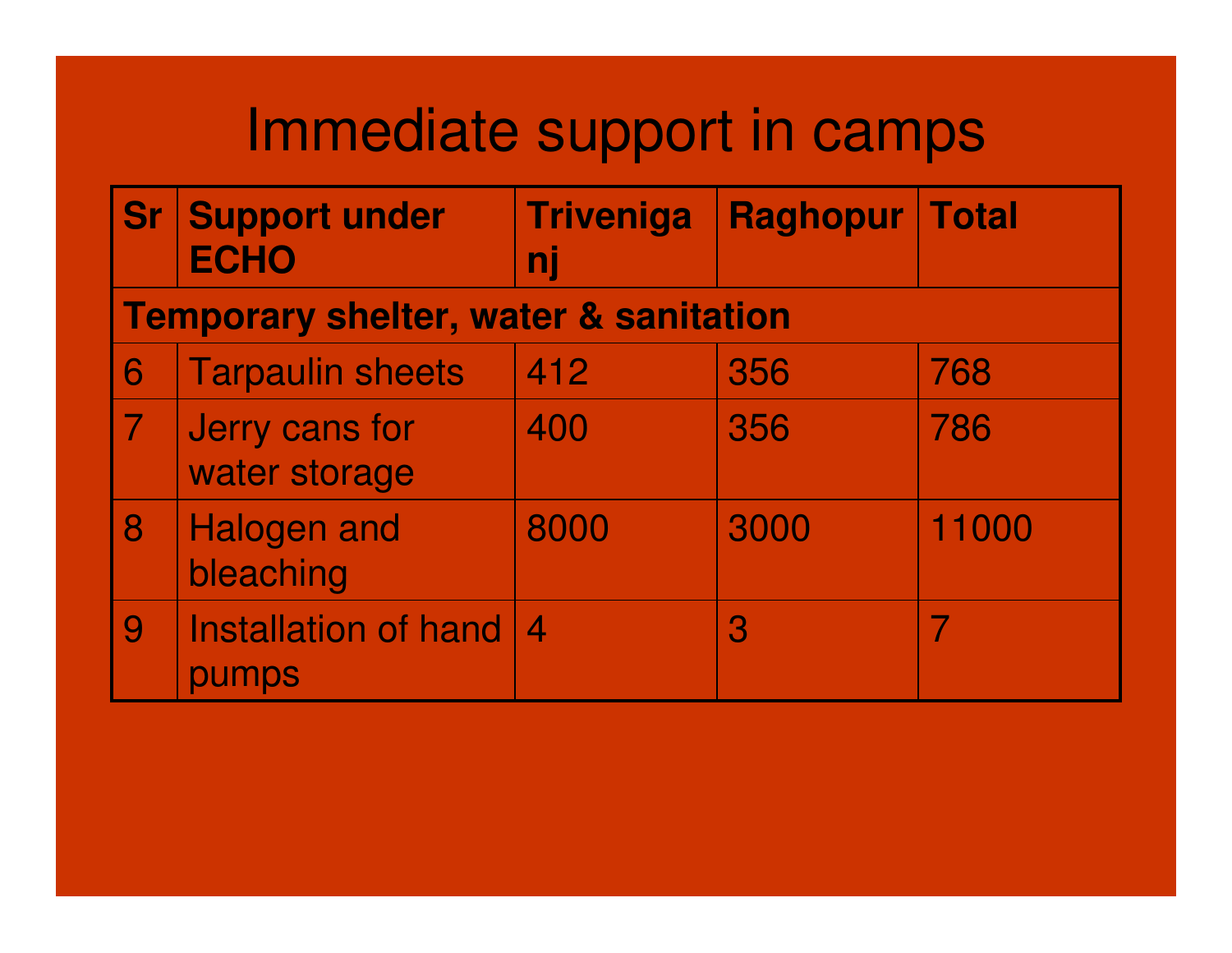# Immediate support in camps

| Sr | Support under ECHO | Triveniganj | Raghopur | Total |
|---|---|---|---|---|
| **Temporary shelter, water & sanitation** | | | | |
| 6 | Tarpaulin sheets | 412 | 356 | 768 |
| 7 | Jerry cans for water storage | 400 | 356 | 786 |
| 8 | Halogen and bleaching | 8000 | 3000 | 11000 |
| 9 | Installation of hand pumps | 4 | 3 | 7 |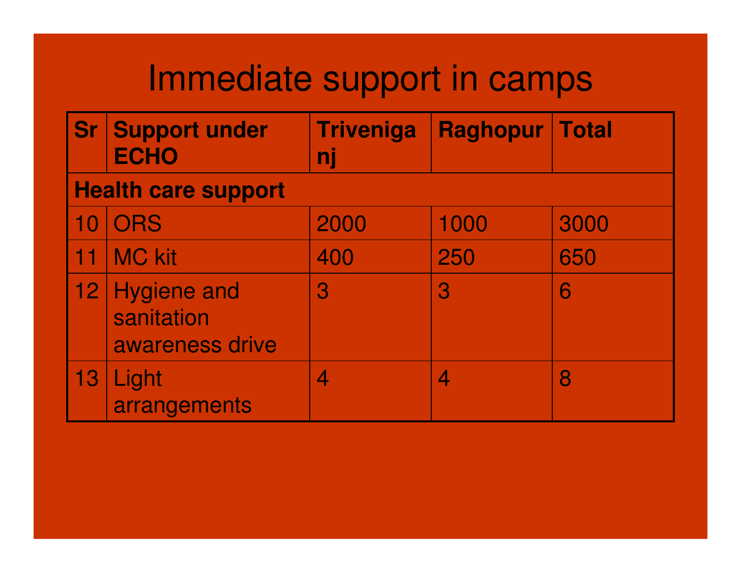# Immediate support in camps

| Sr | Support under ECHO | Triveniganj | Raghopur | Total |
|---|---|---|---|---|
| **Health care support** | | | | |
| 10 | ORS | 2000 | 1000 | 3000 |
| 11 | MC kit | 400 | 250 | 650 |
| 12 | Hygiene and sanitation awareness drive | 3 | 3 | 6 |
| 13 | Light arrangements | 4 | 4 | 8 |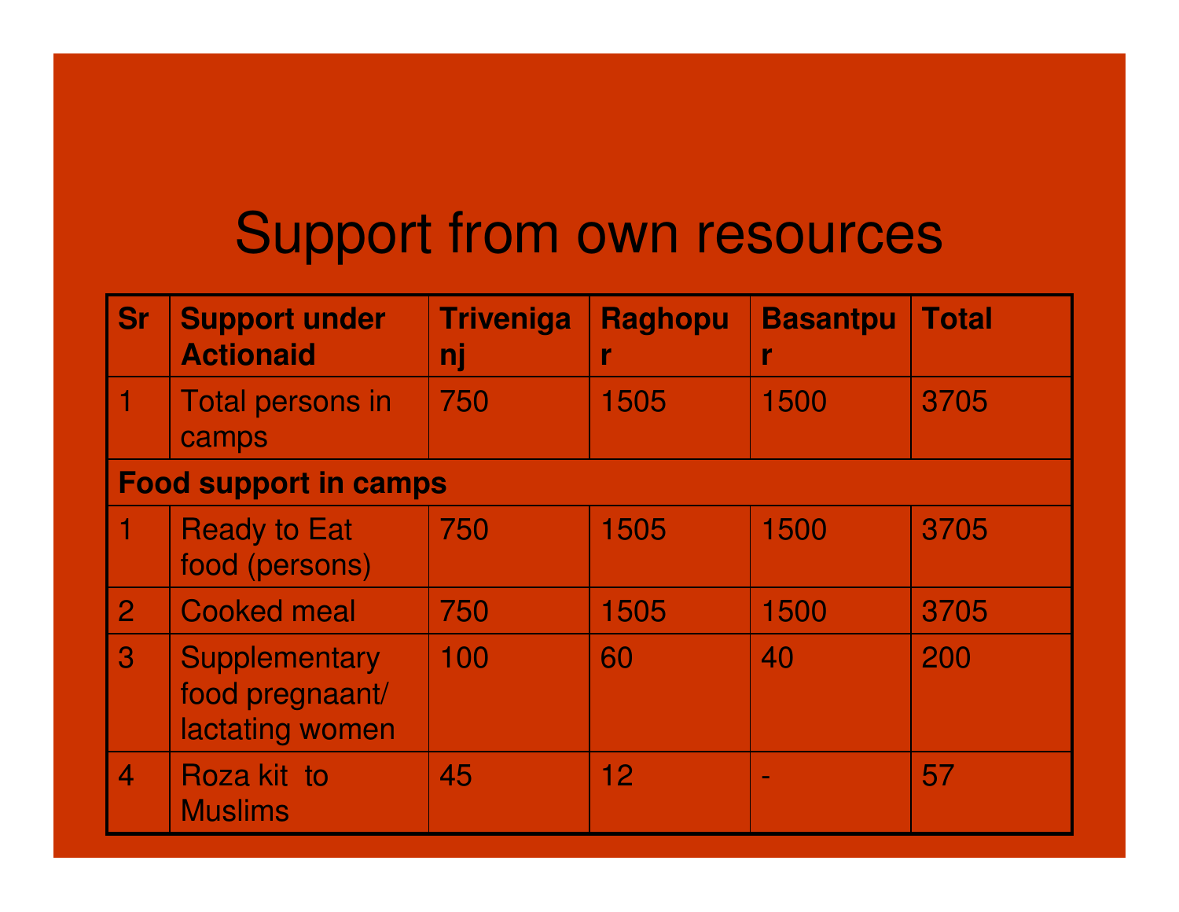# Support from own resources

| Sr | Support under Actionaid | Triveniganj | Raghopur | Basantpur | Total |
|---|---|---|---|---|---|
| 1 | Total persons in camps | 750 | 1505 | 1500 | 3705 |
| **Food support in camps** | | | | | |
| 1 | Ready to Eat food (persons) | 750 | 1505 | 1500 | 3705 |
| 2 | Cooked meal | 750 | 1505 | 1500 | 3705 |
| 3 | Supplementary food pregnaant/ lactating women | 100 | 60 | 40 | 200 |
| 4 | Roza kit to Muslims | 45 | 12 | - | 57 |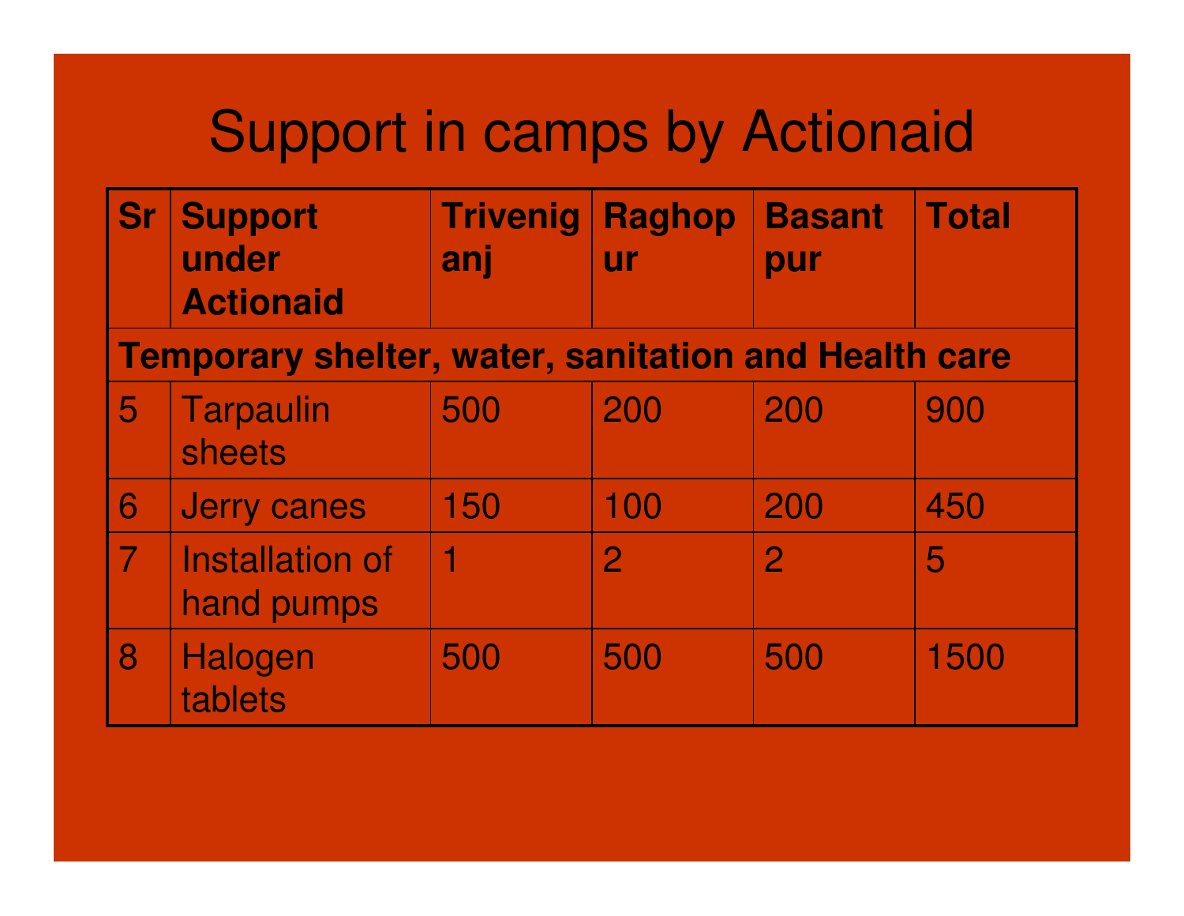# Support in camps by Actionaid

| Sr | Support under Actionaid | Triveniganj | Raghopur | Basantpur | Total |
|---|---|---|---|---|---|
| **Temporary shelter, water, sanitation and Health care** | | | | | |
| 5 | Tarpaulin sheets | 500 | 200 | 200 | 900 |
| 6 | Jerry canes | 150 | 100 | 200 | 450 |
| 7 | Installation of hand pumps | 1 | 2 | 2 | 5 |
| 8 | Halogen tablets | 500 | 500 | 500 | 1500 |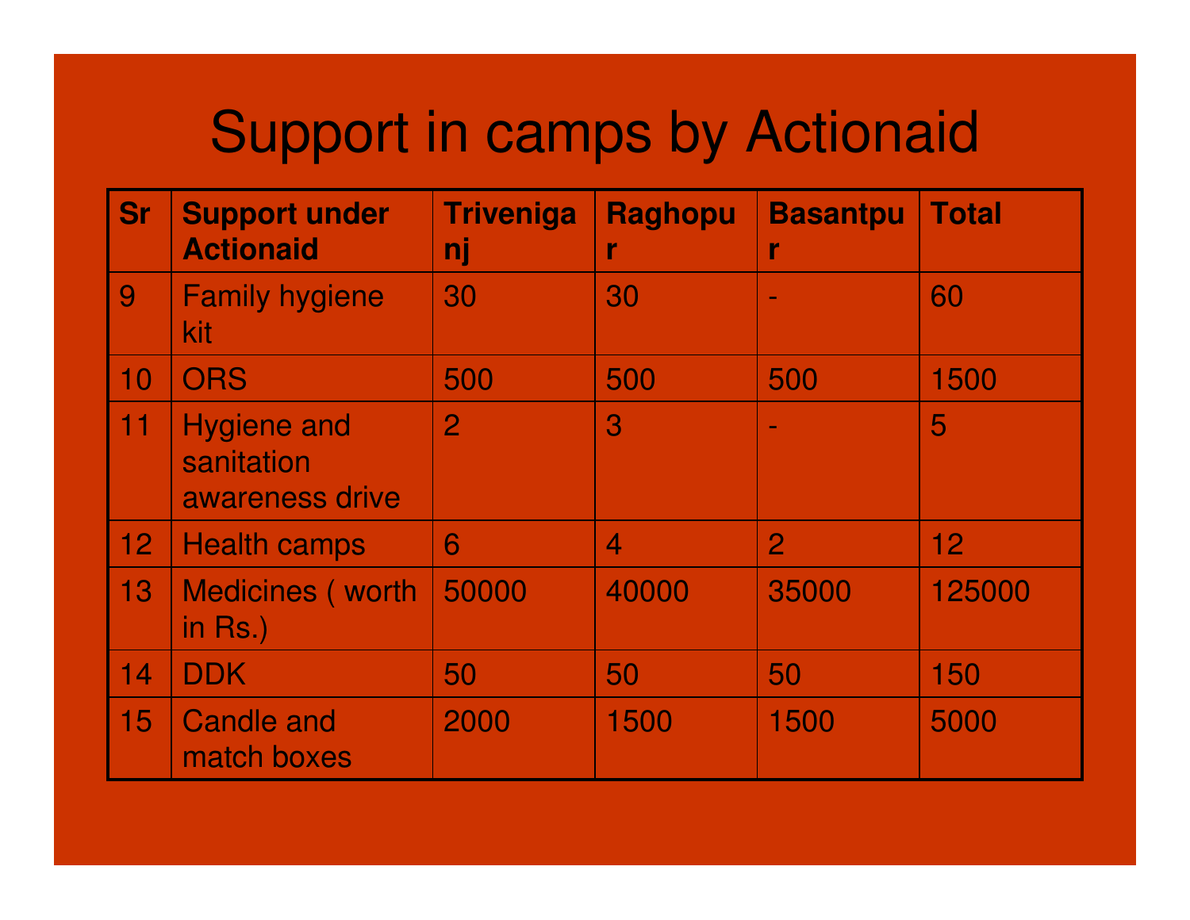# Support in camps by Actionaid

| Sr | Support under Actionaid | Triveniganj | Raghopur | Basantpur | Total |
|---|---|---|---|---|---|
| 9 | Family hygiene kit | 30 | 30 | - | 60 |
| 10 | ORS | 500 | 500 | 500 | 1500 |
| 11 | Hygiene and sanitation awareness drive | 2 | 3 | - | 5 |
| 12 | Health camps | 6 | 4 | 2 | 12 |
| 13 | Medicines ( worth in Rs.) | 50000 | 40000 | 35000 | 125000 |
| 14 | DDK | 50 | 50 | 50 | 150 |
| 15 | Candle and match boxes | 2000 | 1500 | 1500 | 5000 |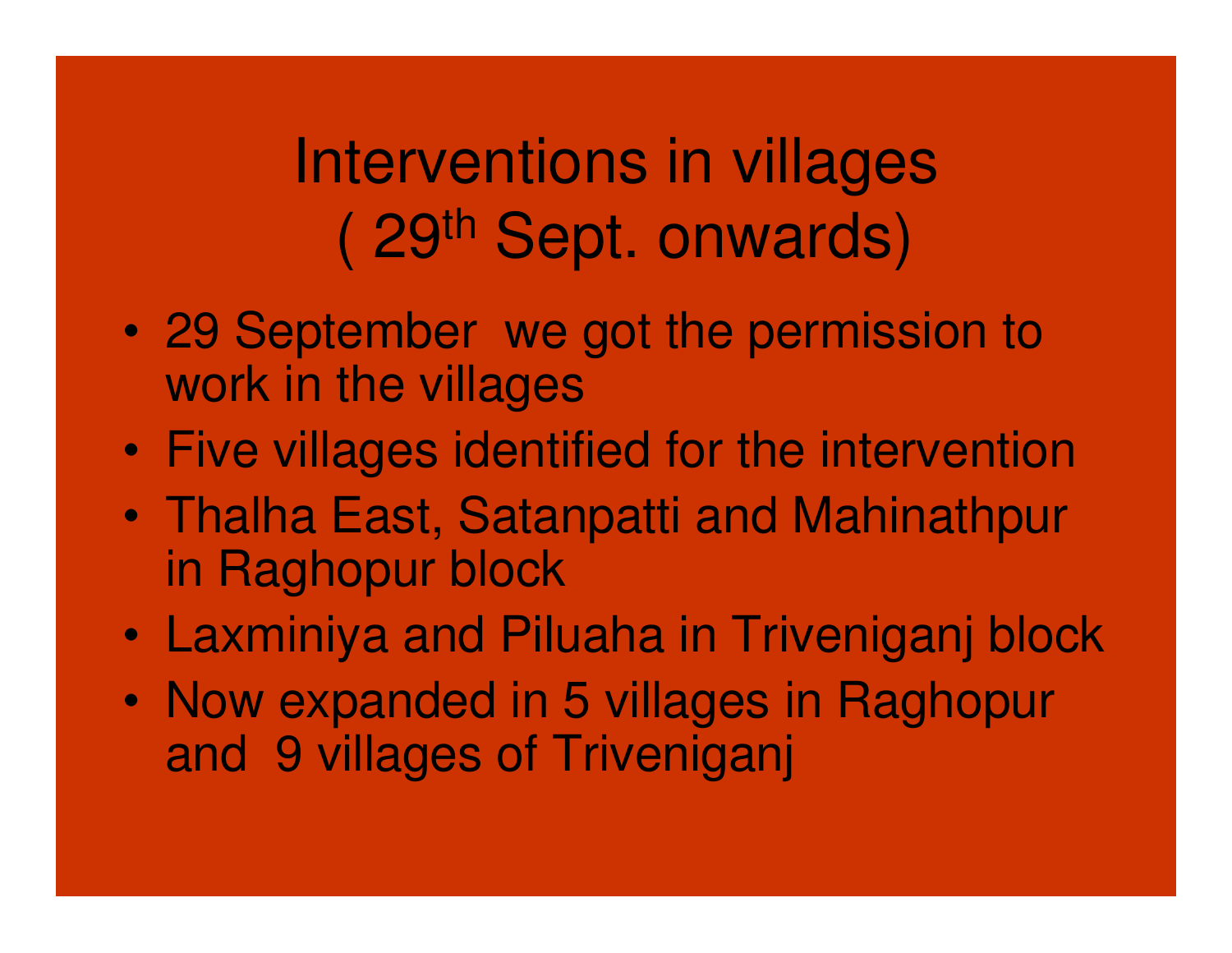# Interventions in villages ( 29th Sept. onwards)

- 29 September we got the permission to work in the villages
- Five villages identified for the intervention
- Thalha East, Satanpatti and Mahinathpur in Raghopur block
- Laxminiya and Piluaha in Triveniganj block
- Now expanded in 5 villages in Raghopur and 9 villages of Triveniganj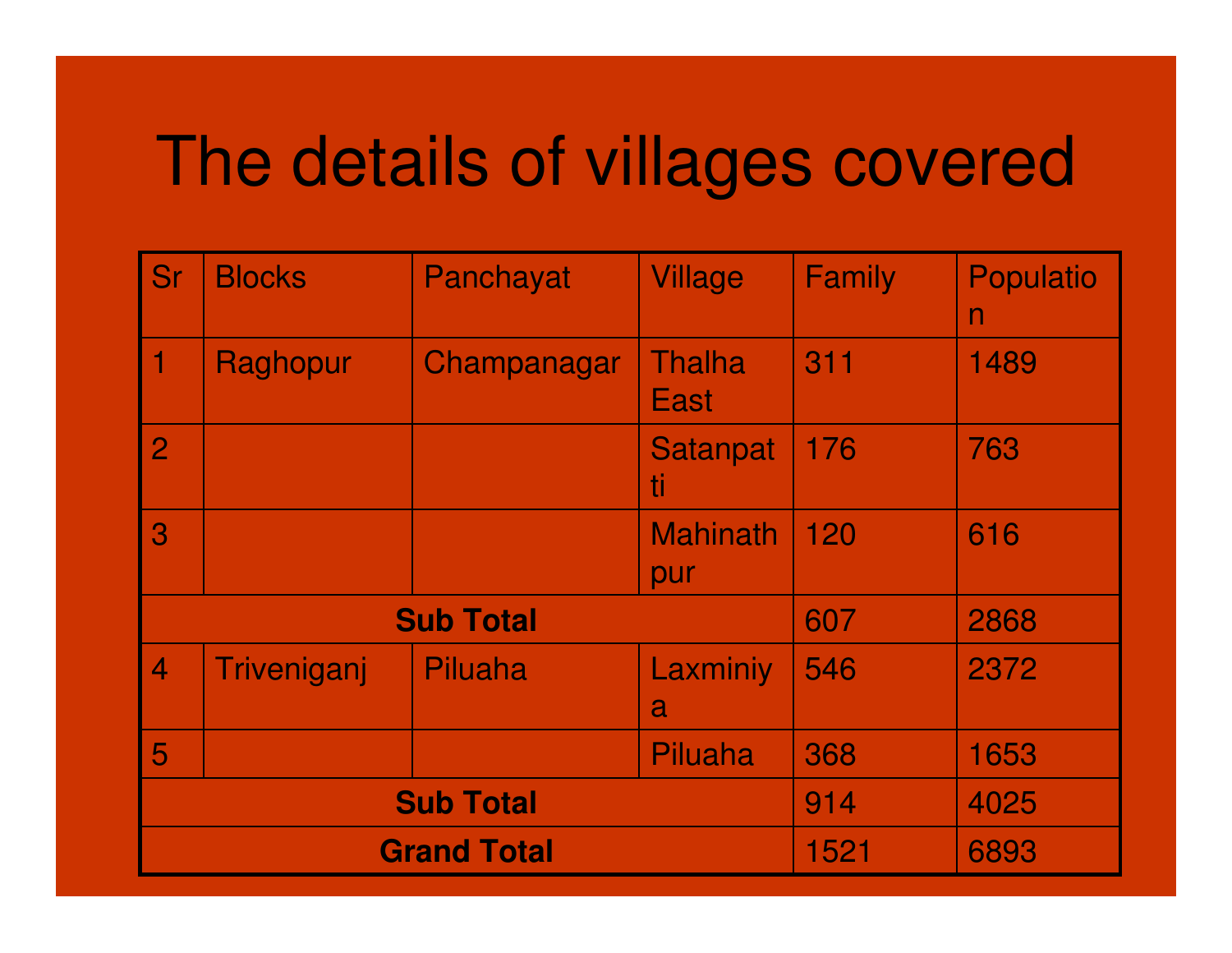# The details of villages covered

| Sr | Blocks | Panchayat | Village | Family | Population |
|---|---|---|---|---|---|
| 1 | Raghopur | Champanagar | Thalha East | 311 | 1489 |
| 2 | | | Satanpatti | 176 | 763 |
| 3 | | | Mahinathpur | 120 | 616 |
| **Sub Total** | | | | 607 | 2868 |
| 4 | Triveniganj | Piluaha | Laxminiya | 546 | 2372 |
| 5 | | | Piluaha | 368 | 1653 |
| **Sub Total** | | | | 914 | 4025 |
| **Grand Total** | | | | 1521 | 6893 |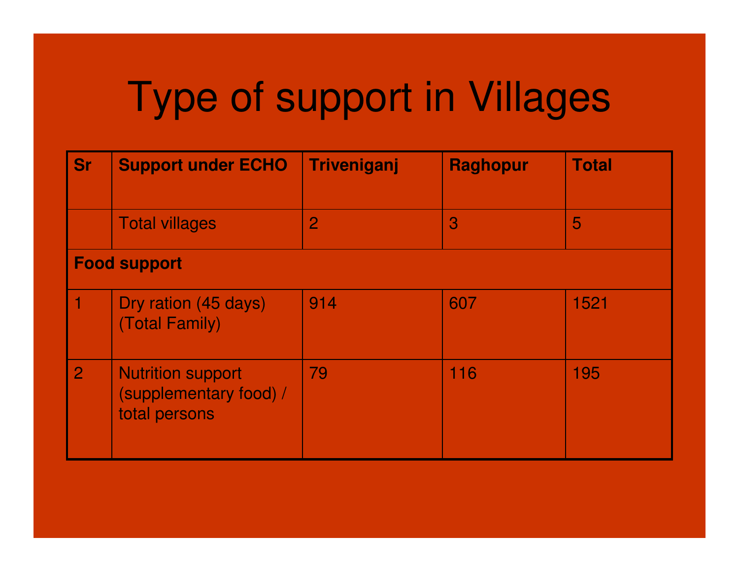# Type of support in Villages

| Sr | Support under ECHO | Triveniganj | Raghopur | Total |
|---|---|---|---|---|
| | Total villages | 2 | 3 | 5 |
| **Food support** | | | | |
| 1 | Dry ration (45 days) (Total Family) | 914 | 607 | 1521 |
| 2 | Nutrition support (supplementary food) / total persons | 79 | 116 | 195 |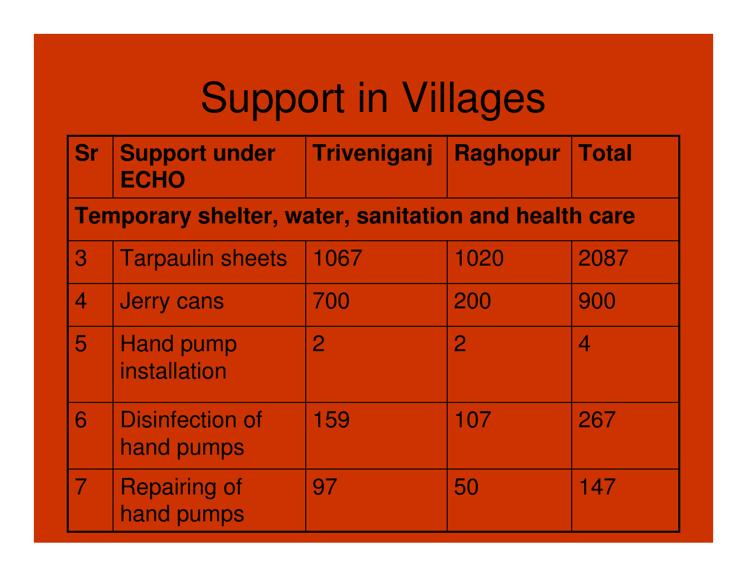# Support in Villages

| Sr | Support under ECHO | Triveniganj | Raghopur | Total |
|---|---|---|---|---|
| **Temporary shelter, water, sanitation and health care** | | | | |
| 3 | Tarpaulin sheets | 1067 | 1020 | 2087 |
| 4 | Jerry cans | 700 | 200 | 900 |
| 5 | Hand pump installation | 2 | 2 | 4 |
| 6 | Disinfection of hand pumps | 159 | 107 | 267 |
| 7 | Repairing of hand pumps | 97 | 50 | 147 |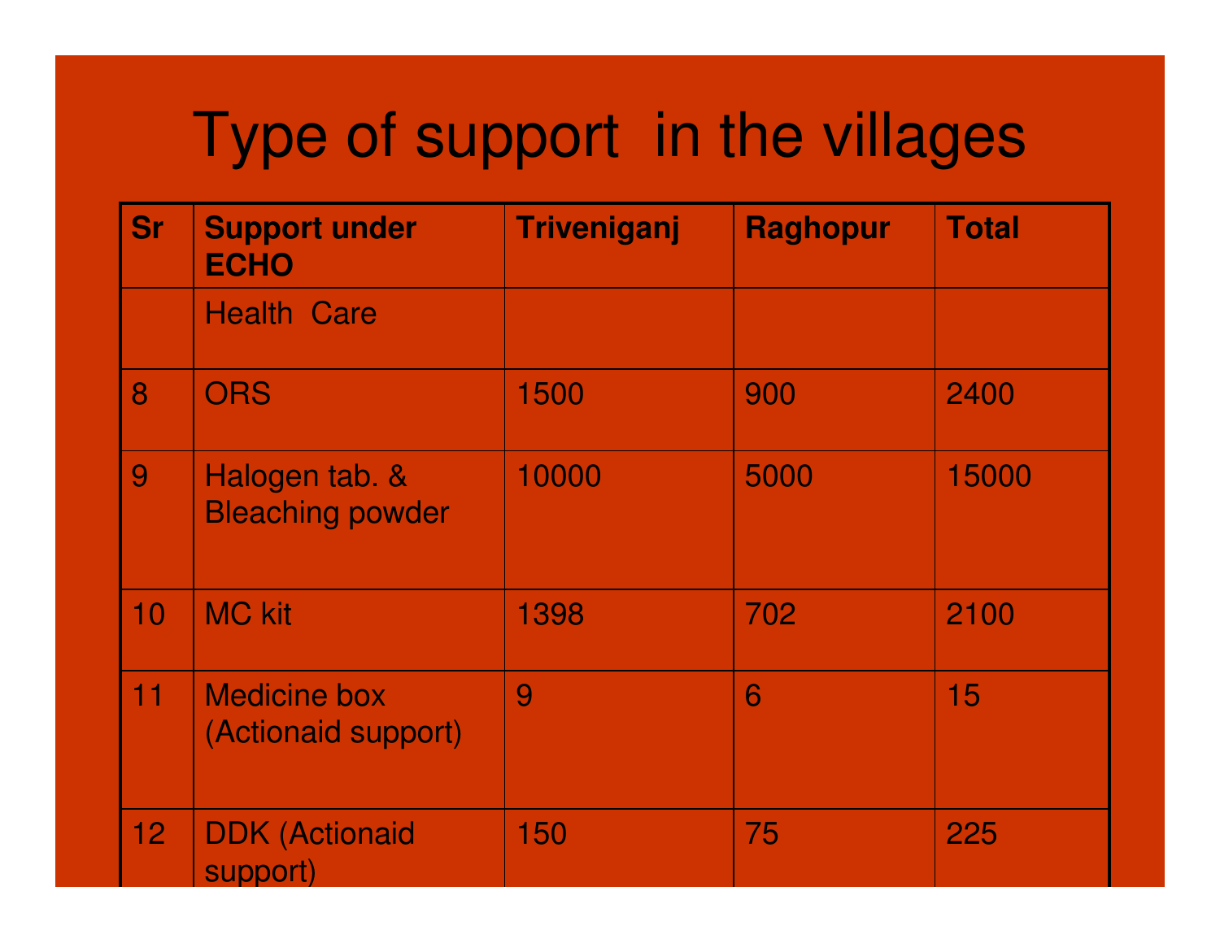# Type of support in the villages

| Sr | Support under ECHO | Triveniganj | Raghopur | Total |
|---|---|---|---|---|
| | Health Care | | | |
| 8 | ORS | 1500 | 900 | 2400 |
| 9 | Halogen tab. & Bleaching powder | 10000 | 5000 | 15000 |
| 10 | MC kit | 1398 | 702 | 2100 |
| 11 | Medicine box (Actionaid support) | 9 | 6 | 15 |
| 12 | DDK (Actionaid support) | 150 | 75 | 225 |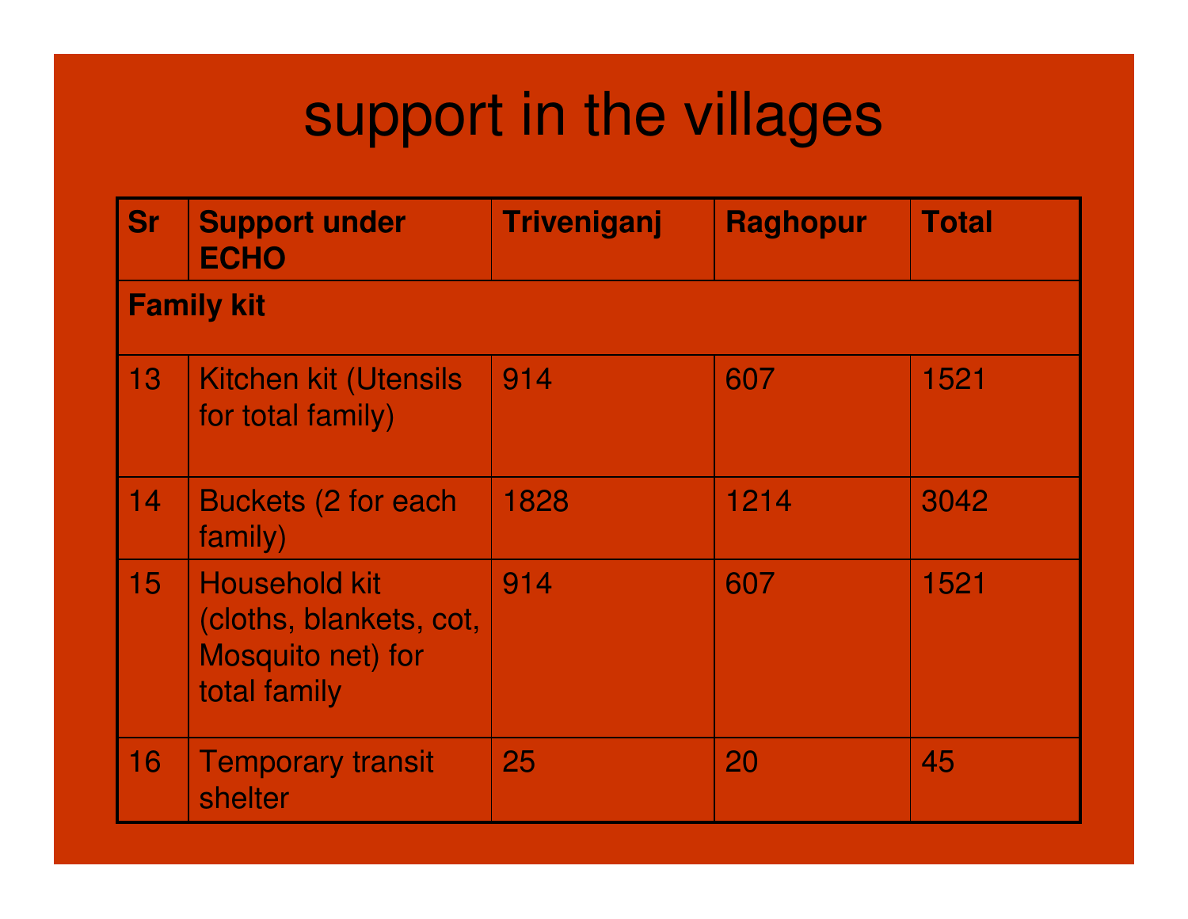# support in the villages

| Sr | Support under ECHO | Triveniganj | Raghopur | Total |
|---|---|---|---|---|
| **Family kit** | | | | |
| 13 | Kitchen kit (Utensils for total family) | 914 | 607 | 1521 |
| 14 | Buckets (2 for each family) | 1828 | 1214 | 3042 |
| 15 | Household kit (cloths, blankets, cot, Mosquito net) for total family | 914 | 607 | 1521 |
| 16 | Temporary transit shelter | 25 | 20 | 45 |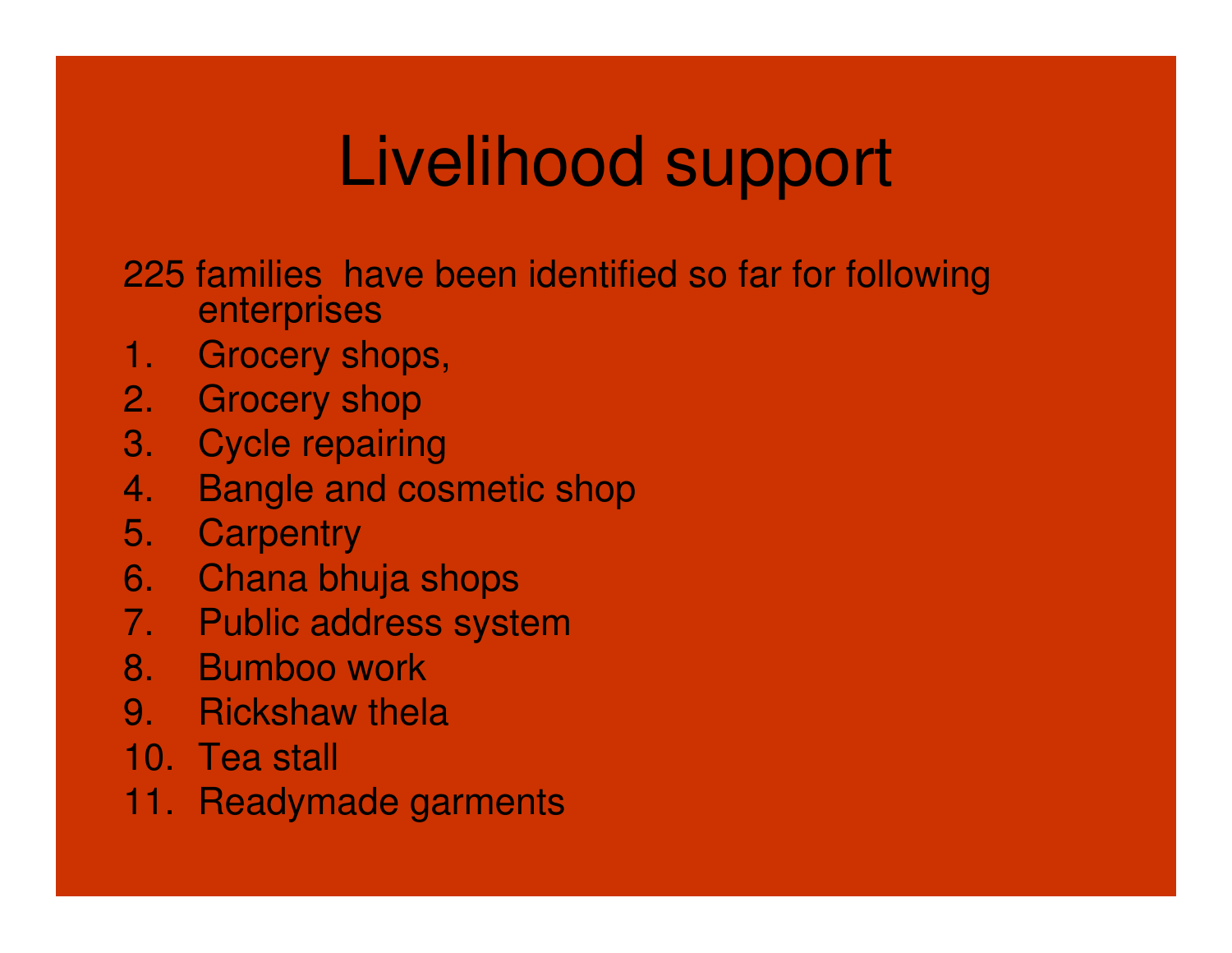# Livelihood support

225 families have been identified so far for following enterprises

1. Grocery shops,
2. Grocery shop
3. Cycle repairing
4. Bangle and cosmetic shop
5. Carpentry
6. Chana bhuja shops
7. Public address system
8. Bumboo work
9. Rickshaw thela
10. Tea stall
11. Readymade garments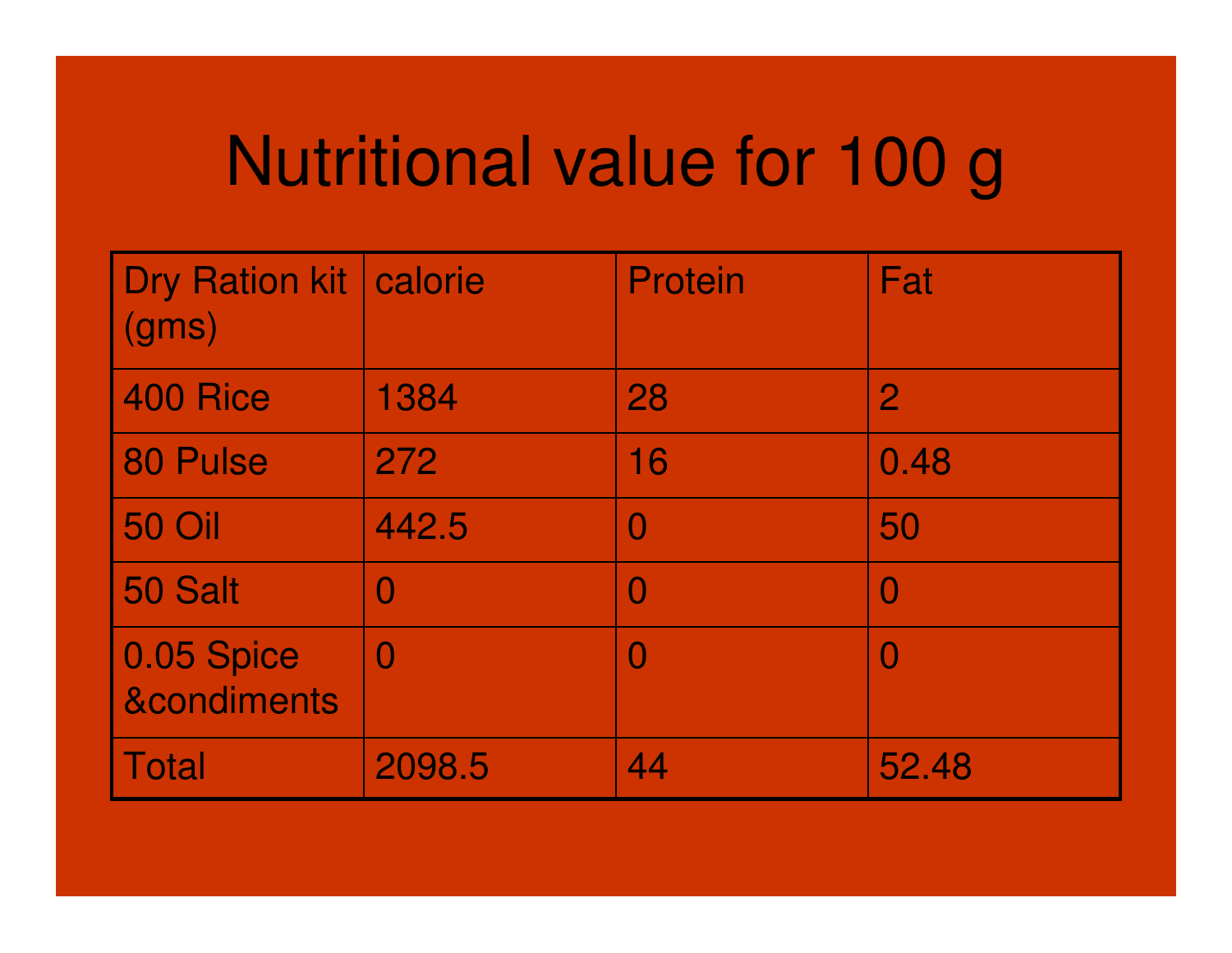# Nutritional value for 100 g

| Dry Ration kit (gms) | calorie | Protein | Fat |
|---|---|---|---|
| 400 Rice | 1384 | 28 | 2 |
| 80 Pulse | 272 | 16 | 0.48 |
| 50 Oil | 442.5 | 0 | 50 |
| 50 Salt | 0 | 0 | 0 |
| 0.05 Spice &condiments | 0 | 0 | 0 |
| Total | 2098.5 | 44 | 52.48 |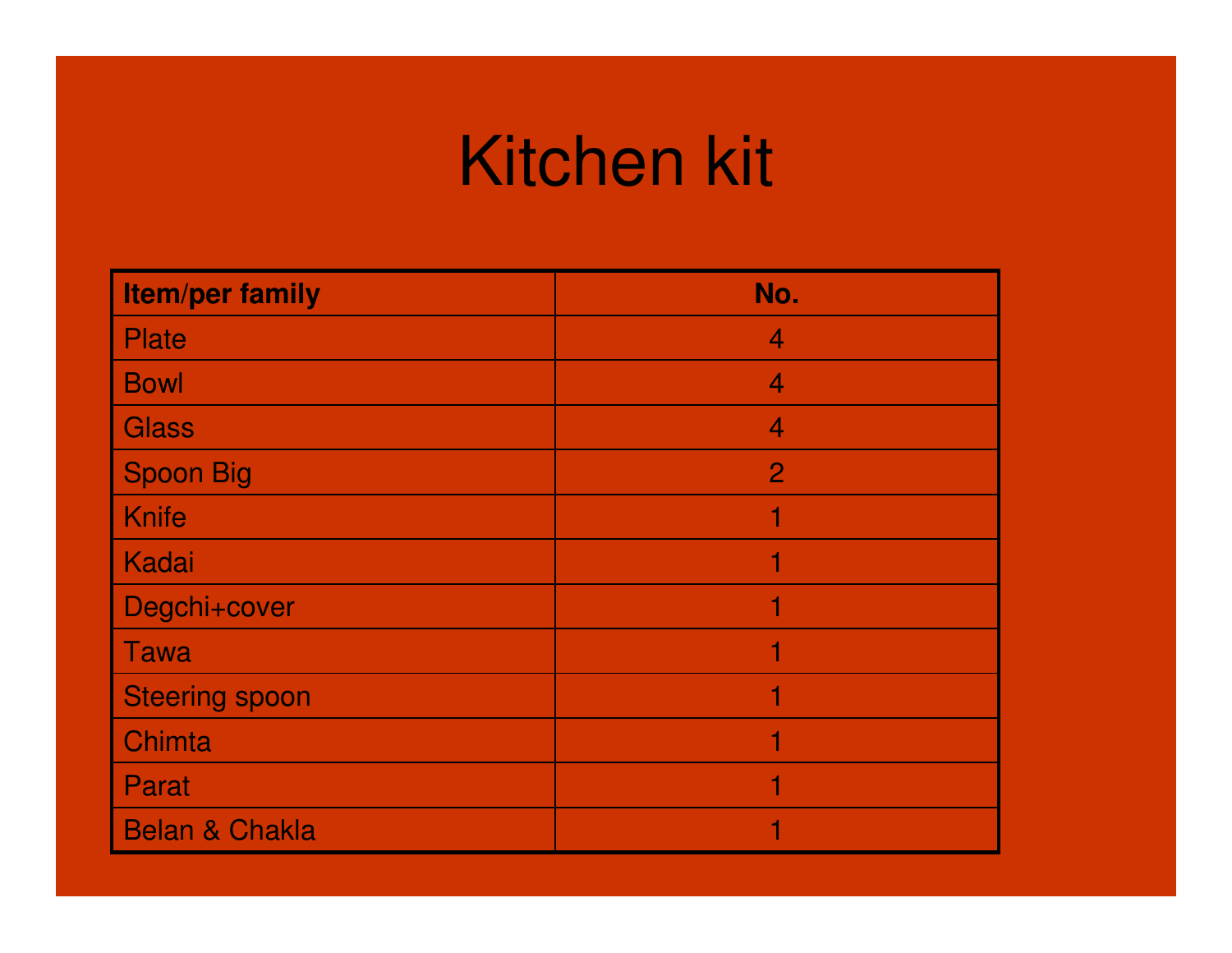# Kitchen kit

| **Item/per family** | **No.** |
|---|---|
| Plate | 4 |
| Bowl | 4 |
| Glass | 4 |
| Spoon Big | 2 |
| Knife | 1 |
| Kadai | 1 |
| Degchi+cover | 1 |
| Tawa | 1 |
| Steering spoon | 1 |
| Chimta | 1 |
| Parat | 1 |
| Belan & Chakla | 1 |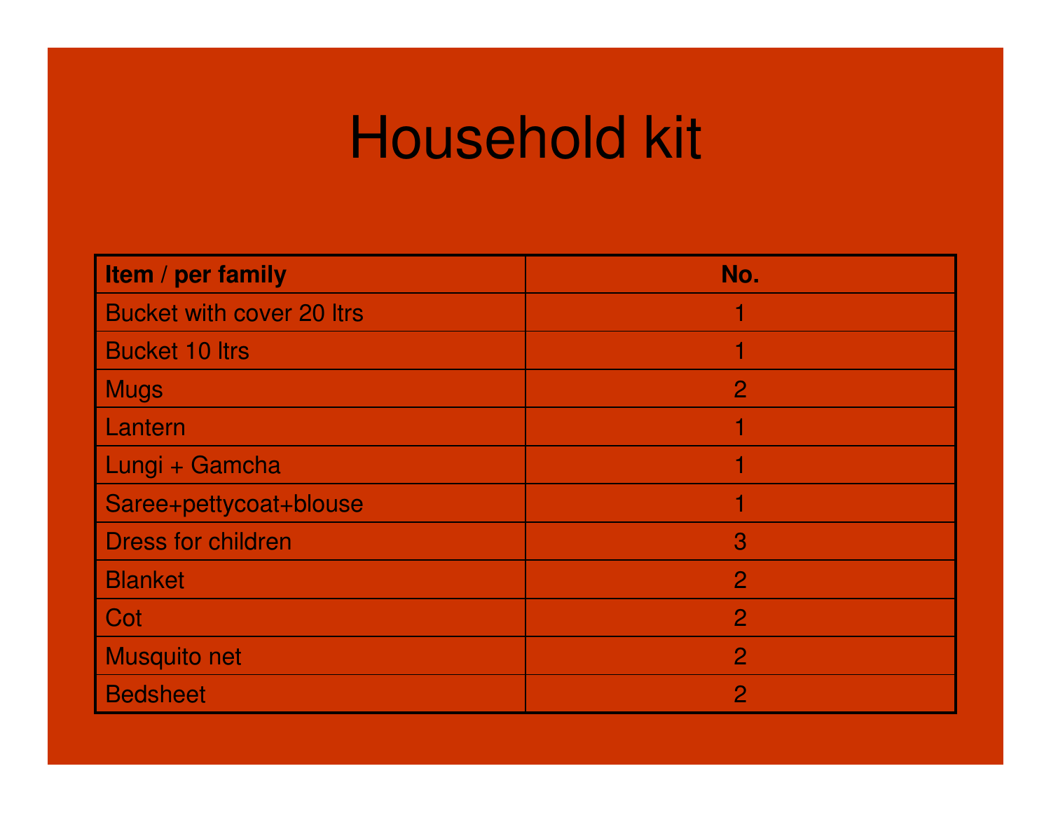# Household kit

| **Item / per family** | **No.** |
| --- | --- |
| Bucket with cover 20 ltrs | 1 |
| Bucket 10 ltrs | 1 |
| Mugs | 2 |
| Lantern | 1 |
| Lungi + Gamcha | 1 |
| Saree+pettycoat+blouse | 1 |
| Dress for children | 3 |
| Blanket | 2 |
| Cot | 2 |
| Musquito net | 2 |
| Bedsheet | 2 |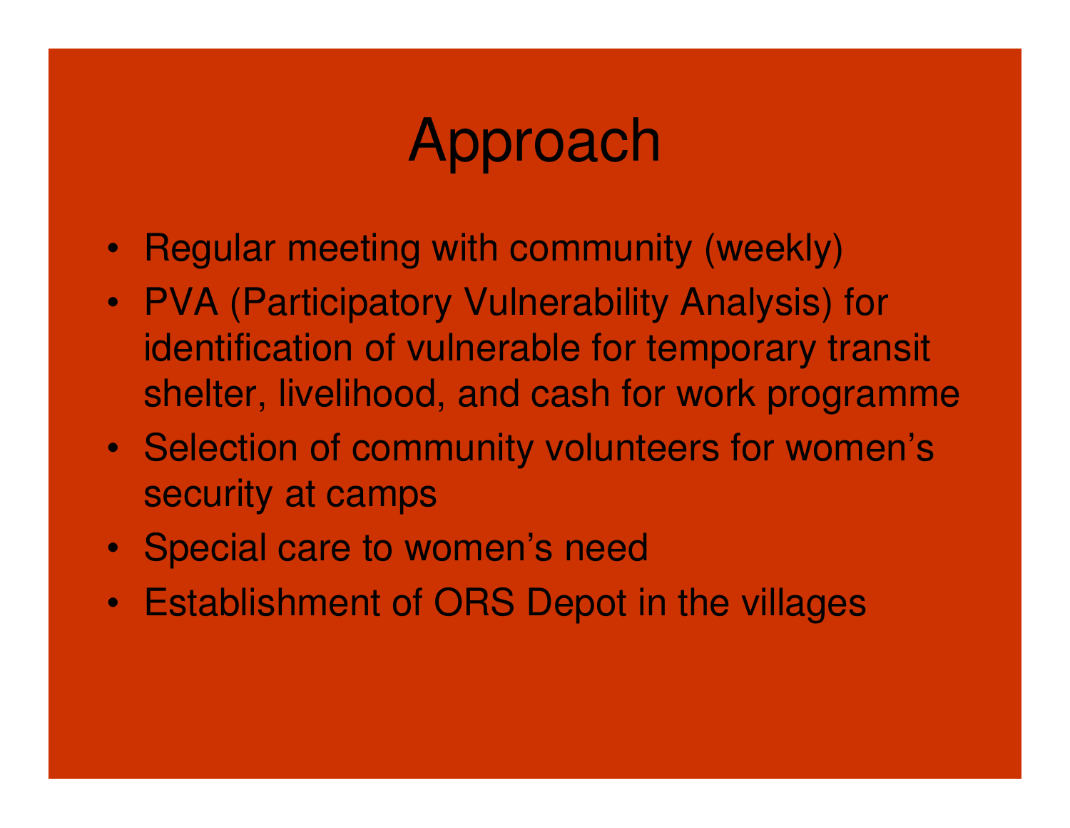# Approach

- Regular meeting with community (weekly)
- PVA (Participatory Vulnerability Analysis) for identification of vulnerable for temporary transit shelter, livelihood, and cash for work programme
- Selection of community volunteers for women's security at camps
- Special care to women's need
- Establishment of ORS Depot in the villages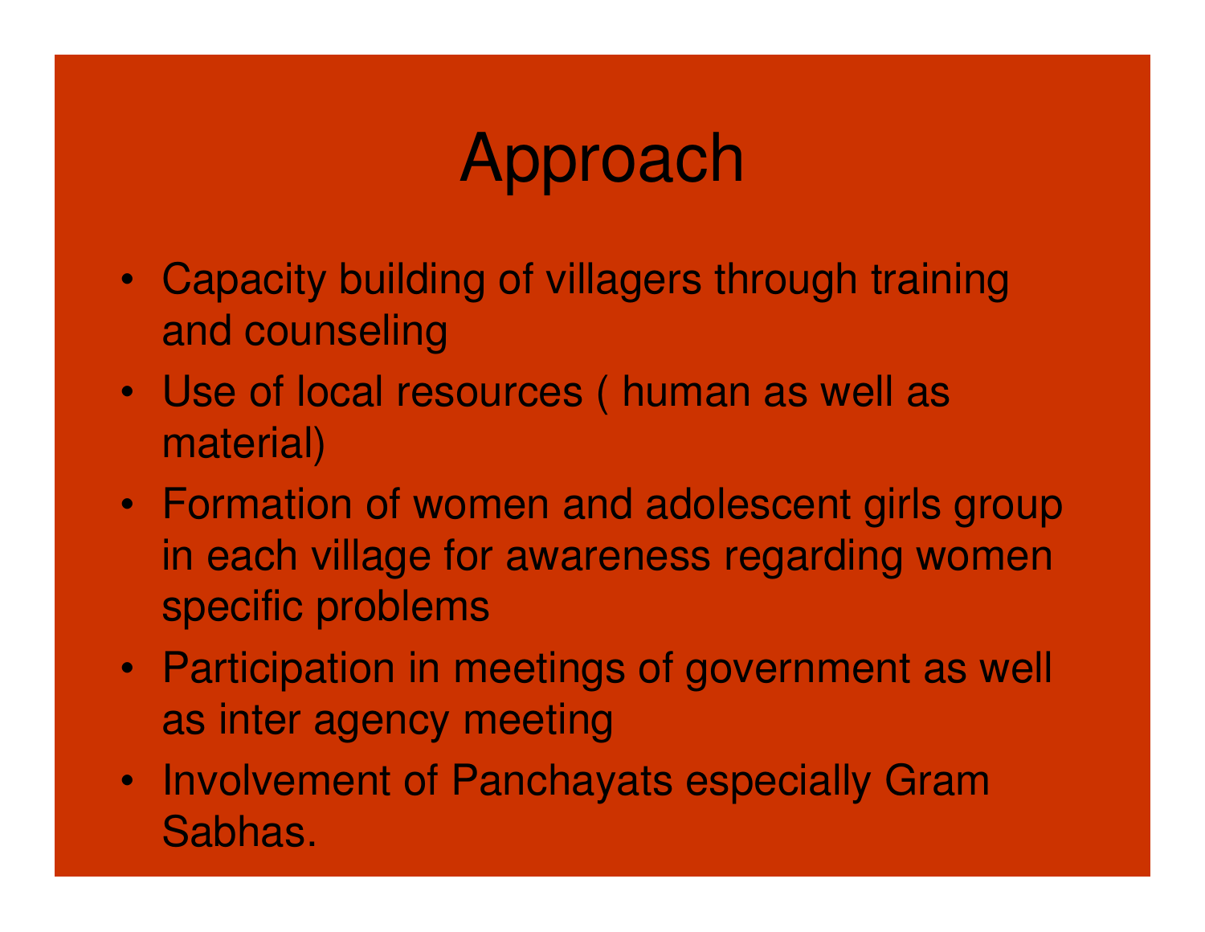# Approach

- Capacity building of villagers through training and counseling
- Use of local resources ( human as well as material)
- Formation of women and adolescent girls group in each village for awareness regarding women specific problems
- Participation in meetings of government as well as inter agency meeting
- Involvement of Panchayats especially Gram Sabhas.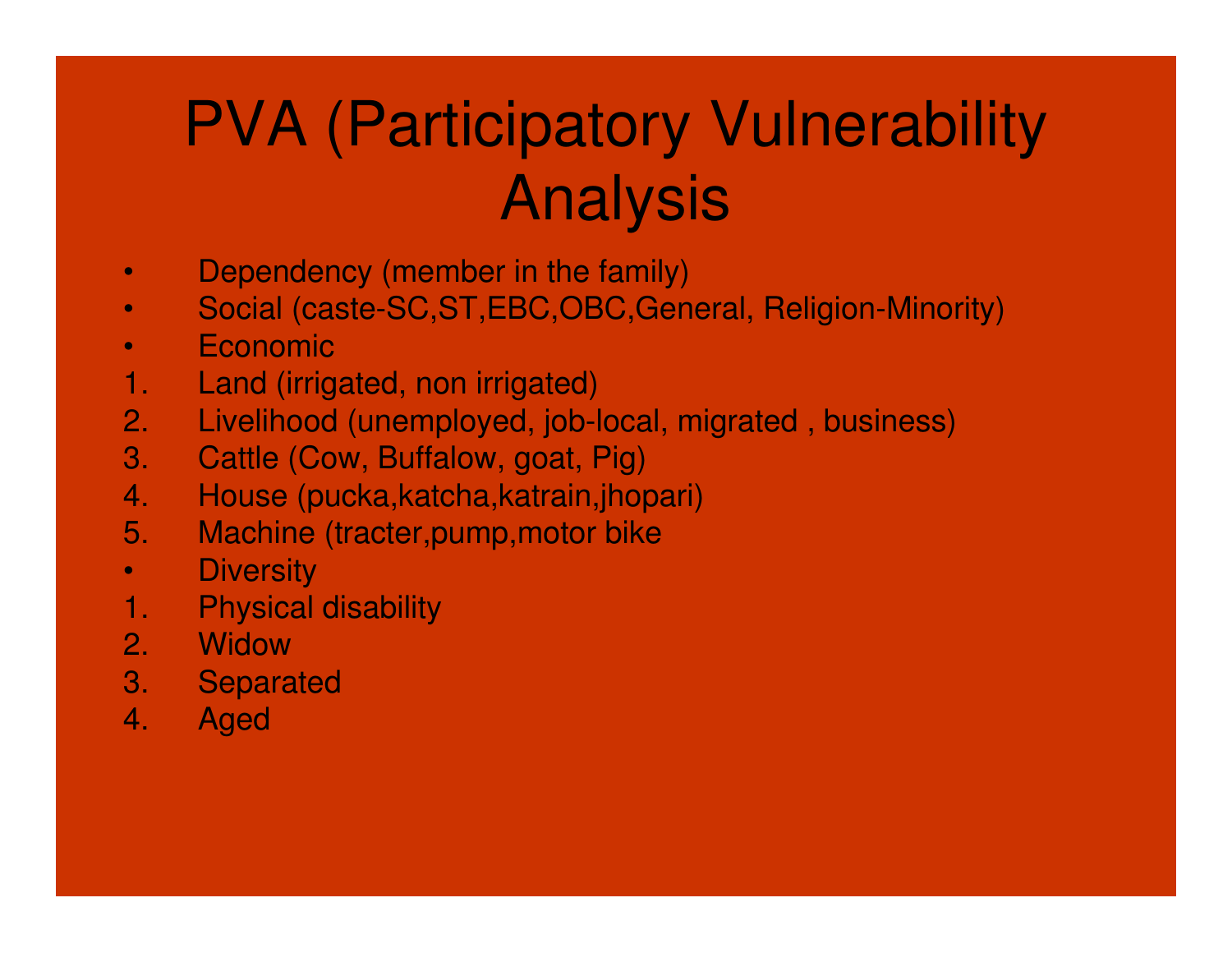# PVA (Participatory Vulnerability Analysis

- Dependency (member in the family)
- Social (caste-SC,ST,EBC,OBC,General, Religion-Minority)
- Economic

1. Land (irrigated, non irrigated)
2. Livelihood (unemployed, job-local, migrated , business)
3. Cattle (Cow, Buffalow, goat, Pig)
4. House (pucka,katcha,katrain,jhopari)
5. Machine (tracter,pump,motor bike

- Diversity

1. Physical disability
2. Widow
3. Separated
4. Aged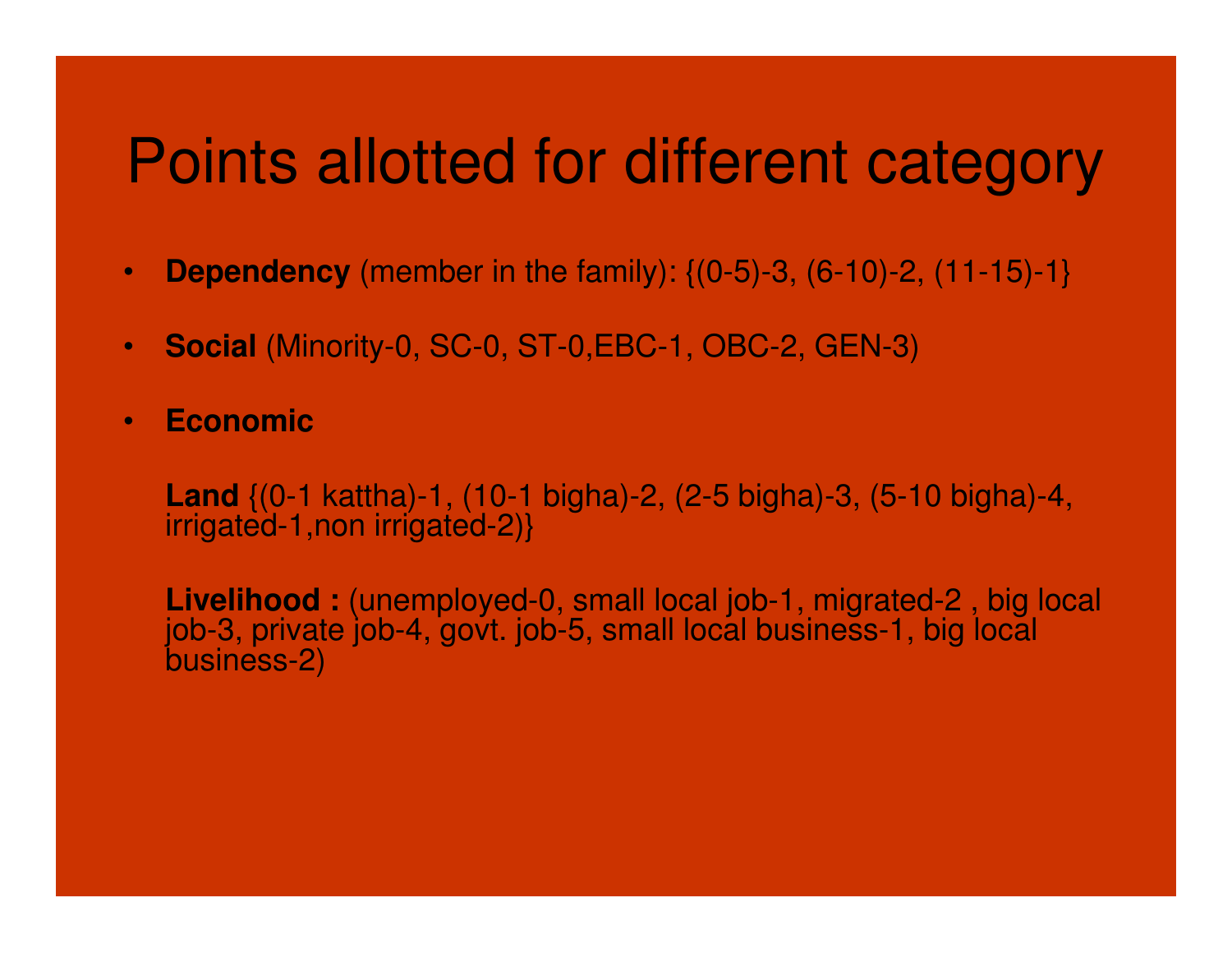# Points allotted for different category

- **Dependency** (member in the family): {(0-5)-3, (6-10)-2, (11-15)-1}

- **Social** (Minority-0, SC-0, ST-0,EBC-1, OBC-2, GEN-3)

- **Economic**

  **Land** {(0-1 kattha)-1, (10-1 bigha)-2, (2-5 bigha)-3, (5-10 bigha)-4, irrigated-1,non irrigated-2)}

  **Livelihood :** (unemployed-0, small local job-1, migrated-2 , big local job-3, private job-4, govt. job-5, small local business-1, big local business-2)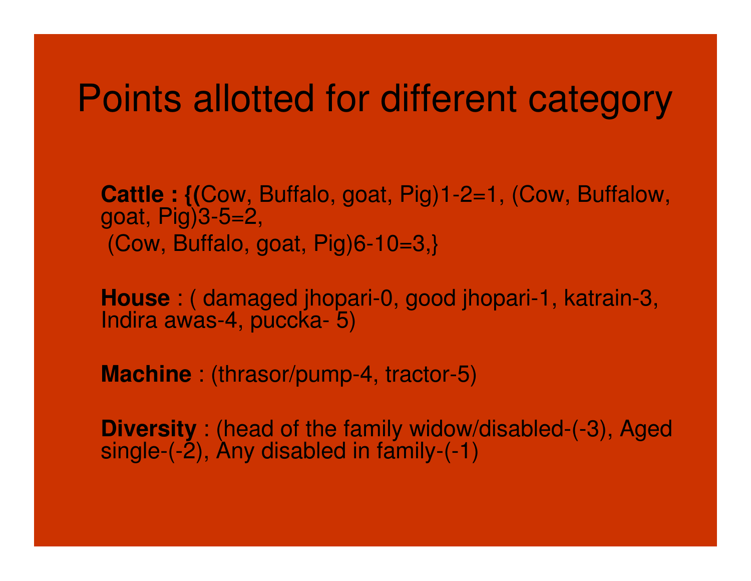# Points allotted for different category

**Cattle : {(**Cow, Buffalo, goat, Pig)1-2=1, (Cow, Buffalow, goat, Pig)3-5=2,
(Cow, Buffalo, goat, Pig)6-10=3,}

**House** : ( damaged jhopari-0, good jhopari-1, katrain-3, Indira awas-4, puccka- 5)

**Machine** : (thrasor/pump-4, tractor-5)

**Diversity** : (head of the family widow/disabled-(-3), Aged single-(-2), Any disabled in family-(-1)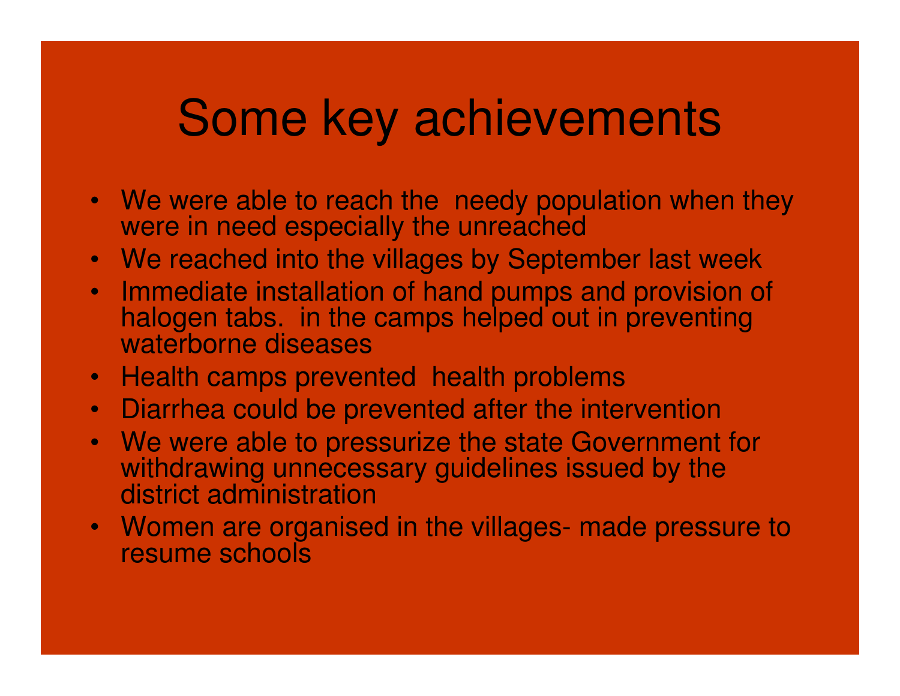# Some key achievements

- We were able to reach the needy population when they were in need especially the unreached
- We reached into the villages by September last week
- Immediate installation of hand pumps and provision of halogen tabs. in the camps helped out in preventing waterborne diseases
- Health camps prevented health problems
- Diarrhea could be prevented after the intervention
- We were able to pressurize the state Government for withdrawing unnecessary guidelines issued by the district administration
- Women are organised in the villages- made pressure to resume schools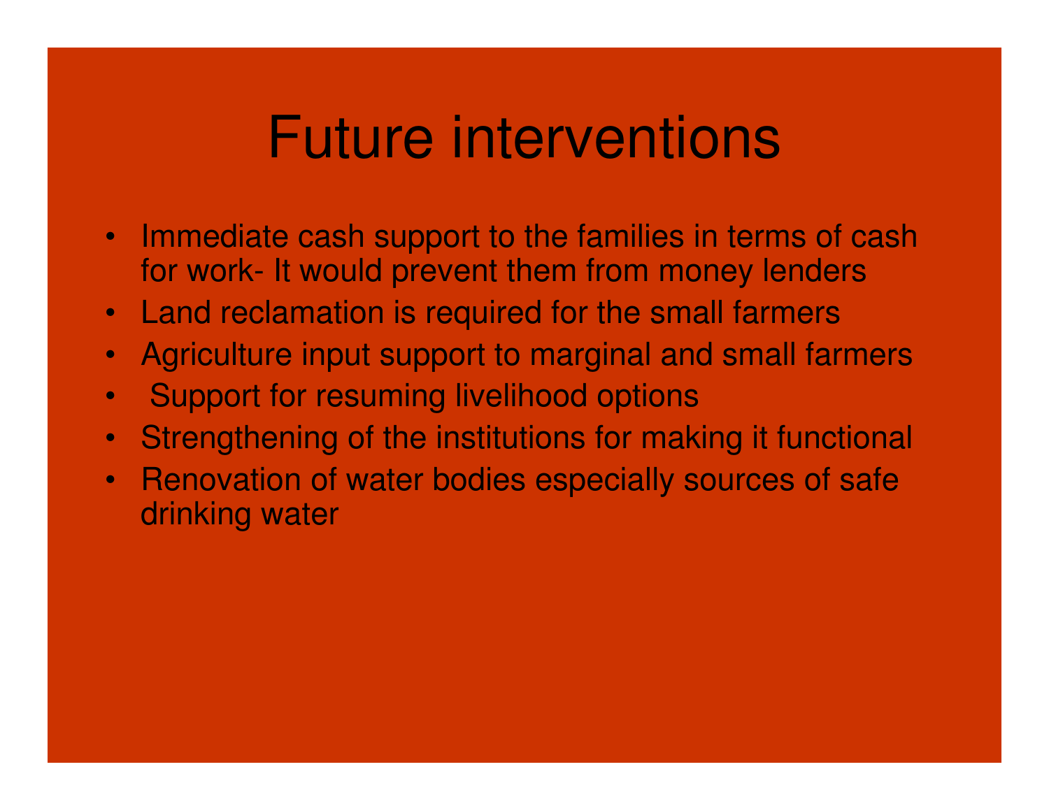# Future interventions

- Immediate cash support to the families in terms of cash for work- It would prevent them from money lenders
- Land reclamation is required for the small farmers
- Agriculture input support to marginal and small farmers
- Support for resuming livelihood options
- Strengthening of the institutions for making it functional
- Renovation of water bodies especially sources of safe drinking water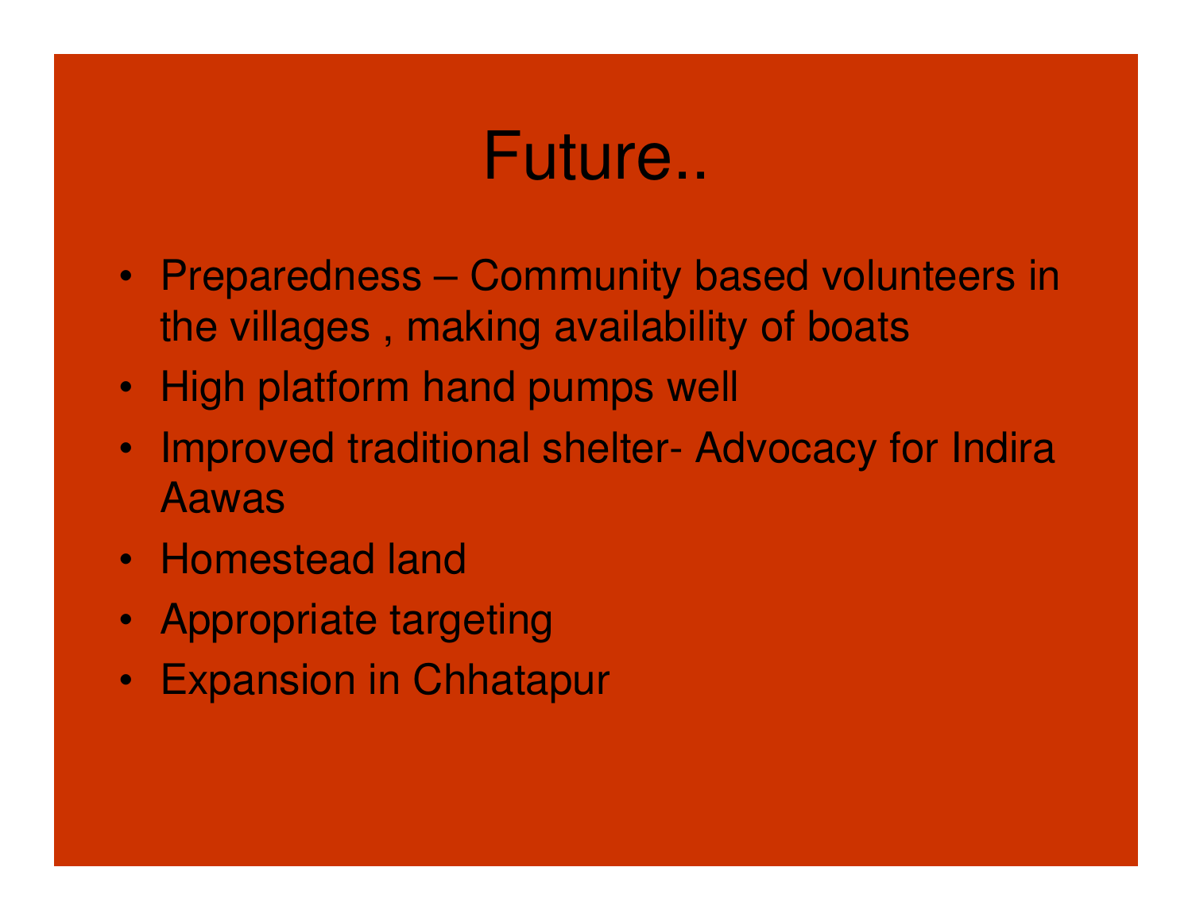# Future..

- Preparedness – Community based volunteers in the villages , making availability of boats
- High platform hand pumps well
- Improved traditional shelter- Advocacy for Indira Aawas
- Homestead land
- Appropriate targeting
- Expansion in Chhatapur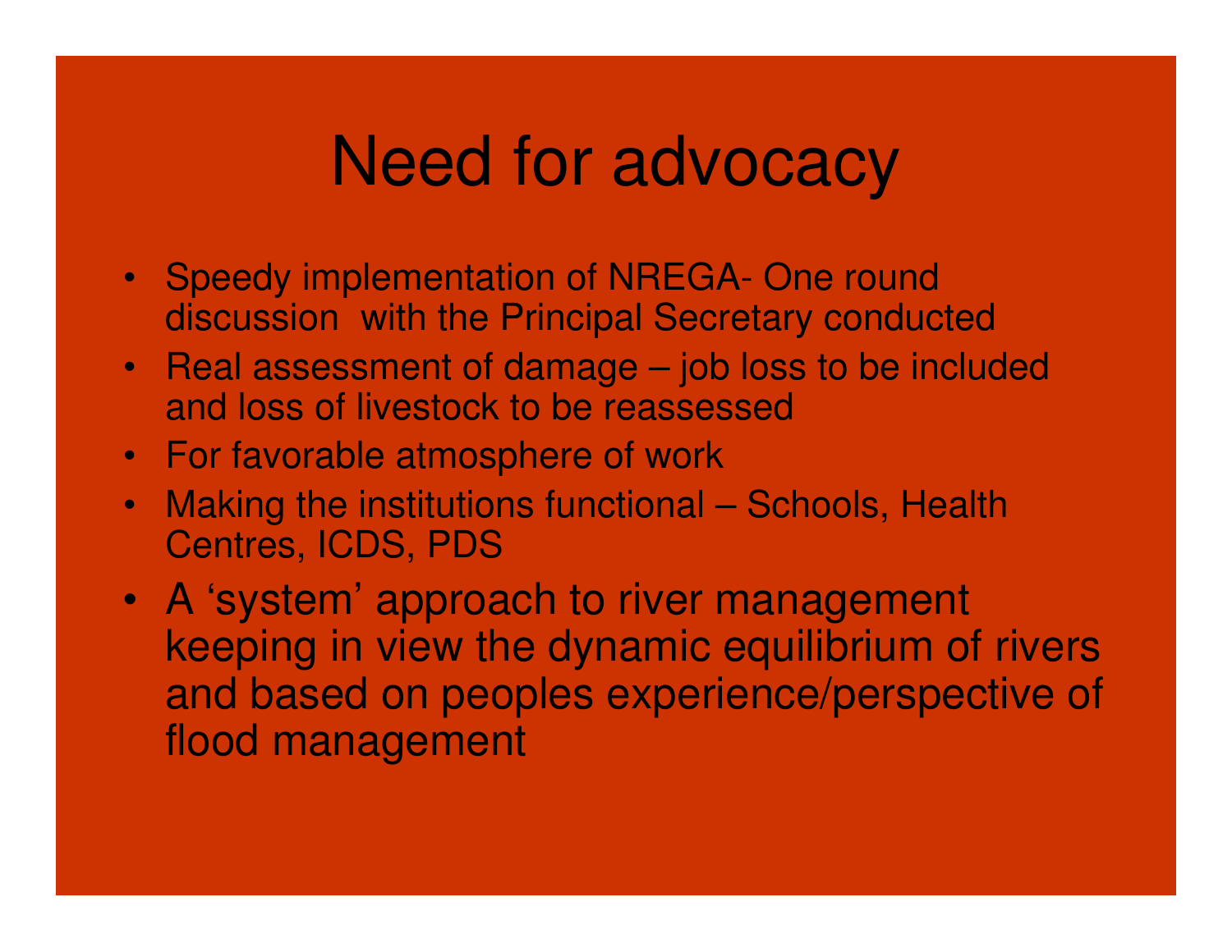# Need for advocacy

- Speedy implementation of NREGA- One round discussion with the Principal Secretary conducted
- Real assessment of damage – job loss to be included and loss of livestock to be reassessed
- For favorable atmosphere of work
- Making the institutions functional – Schools, Health Centres, ICDS, PDS
- A ‘system’ approach to river management keeping in view the dynamic equilibrium of rivers and based on peoples experience/perspective of flood management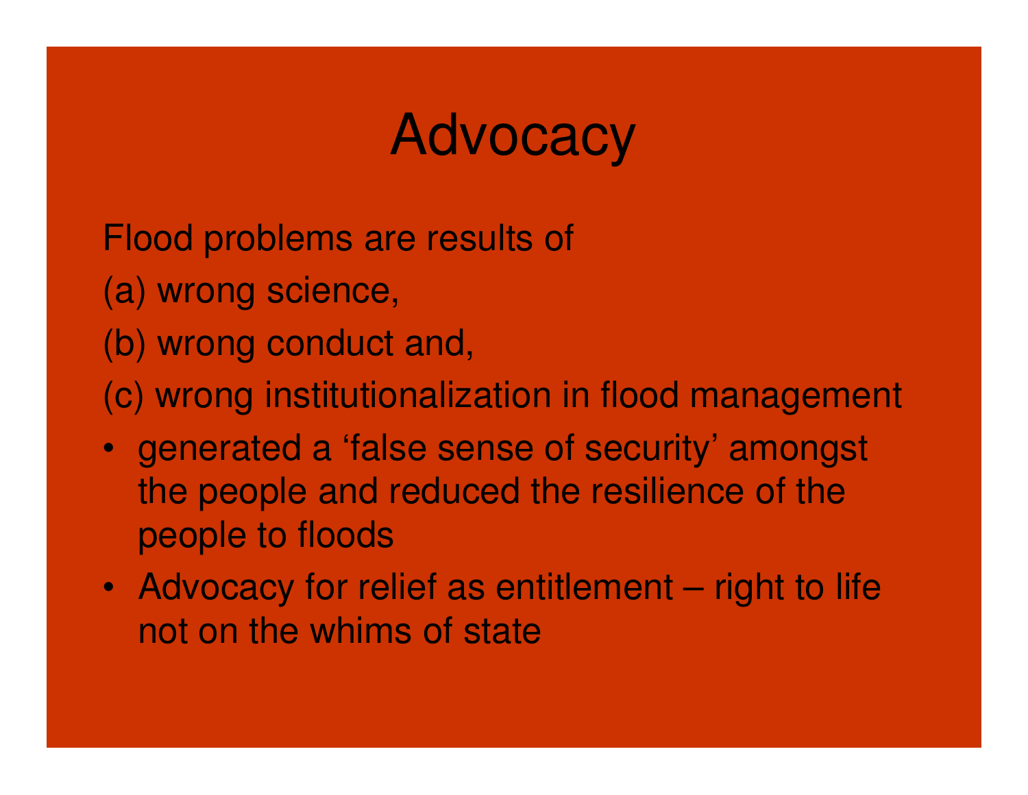# Advocacy

Flood problems are results of

(a) wrong science,

(b) wrong conduct and,

(c) wrong institutionalization in flood management

- generated a ‘false sense of security’ amongst the people and reduced the resilience of the people to floods
- Advocacy for relief as entitlement – right to life not on the whims of state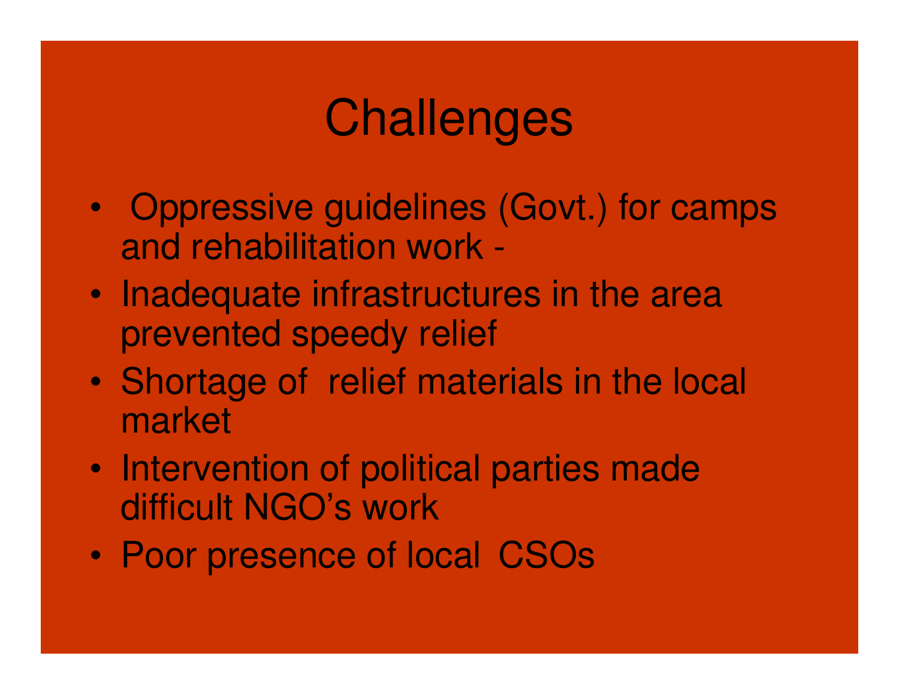# Challenges

- Oppressive guidelines (Govt.) for camps and rehabilitation work -
- Inadequate infrastructures in the area prevented speedy relief
- Shortage of relief materials in the local market
- Intervention of political parties made difficult NGO’s work
- Poor presence of local CSOs